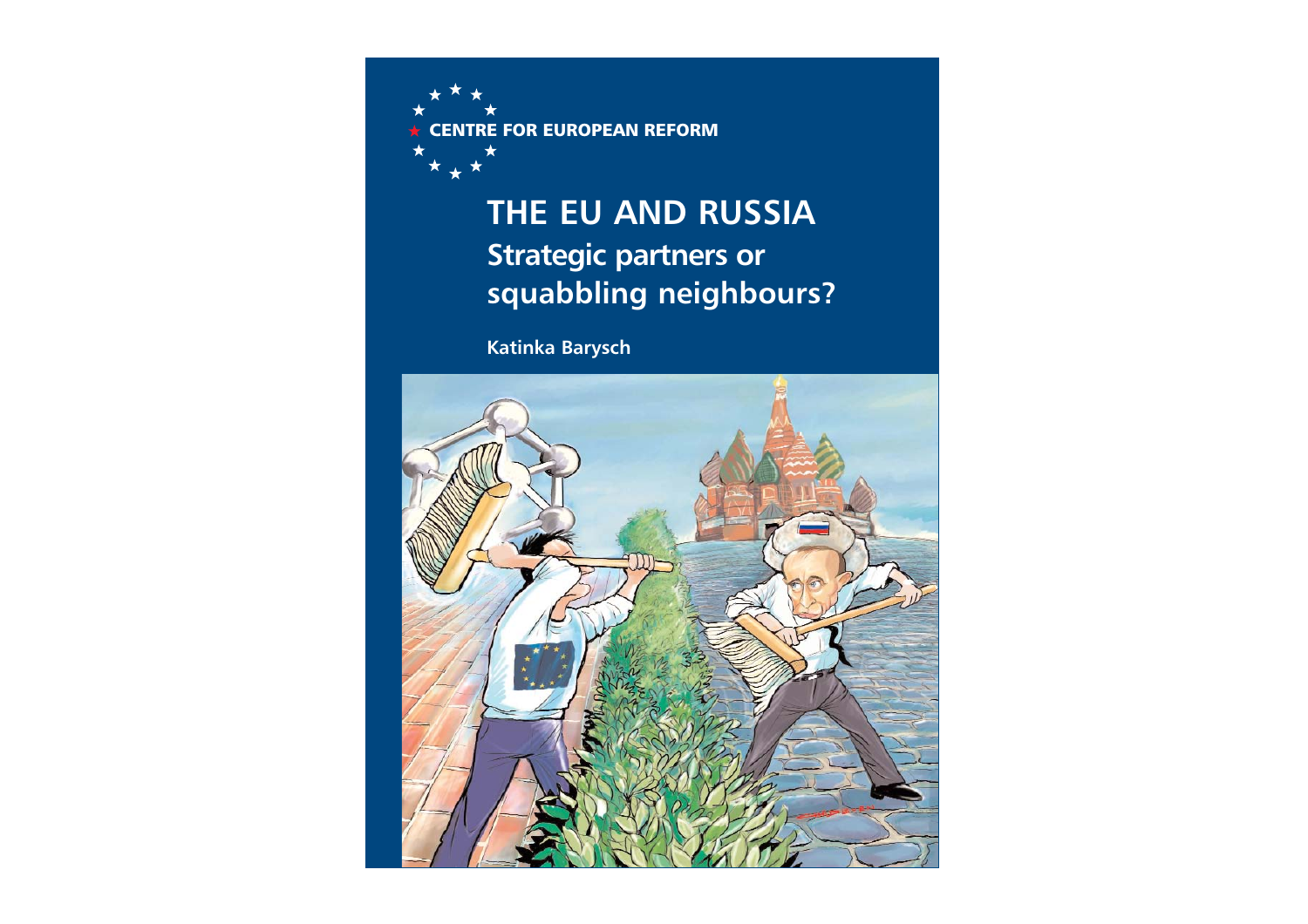CENTRE FOR EUROPEAN REFORM

# THE EU AND RUSSIA

## Strategic partners or squabbling neighbours?

**Katinka Barysch**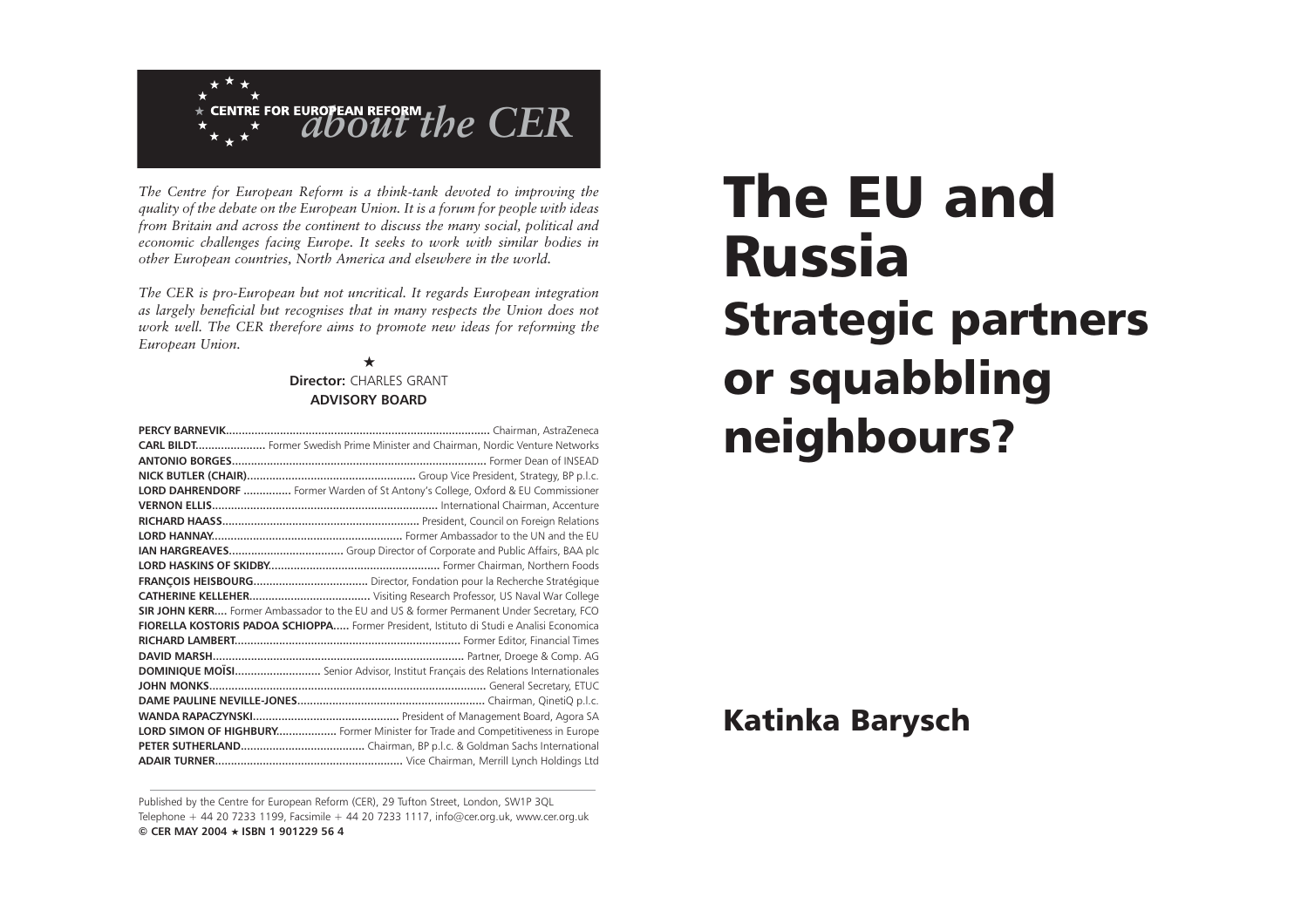# about the CENTRE FOR EUROPEAN REFORM

*The Centre for European Reform is a think-tank devoted to improving the quality of the debate on the European Union. It is a forum for people with ideas from Britain and across the continent to discuss the many social, political and economic challenges facing Europe. It seeks to work with similar bodies in other European countries, North America and elsewhere in the world.*

*The CER is pro-European but not uncritical. It regards European integration as largely beneficial but recognises that in many respects the Union does not work well. The CER therefore aims to promote new ideas for reforming the European Union.*

★

**Director:** CHARLES GRANT

**ADVISORY BOARD**

**PERCY BARNEVIK**.................. Chairman, AstraZeneca
**CARL BILDT**.................. Former Swedish Prime Minister and Chairman, Nordic Venture Networks
**ANTONIO BORGES**.................. Former Dean of INSEAD
**NICK BUTLER (CHAIR)**.................. Group Vice President, Strategy, BP p.l.c.
**LORD DAHRENDORF**.................. Former Warden of St Antony's College, Oxford & EU Commissioner
**VERNON ELLIS**.................. International Chairman, Accenture
**RICHARD HAASS**.................. President, Council on Foreign Relations
**LORD HANNAY**.................. Former Ambassador to the UN and the EU
**IAN HARGREAVES**.................. Group Director of Corporate and Public Affairs, BAA plc
**LORD HASKINS OF SKIDBY**.................. Former Chairman, Northern Foods
**FRANÇOIS HEISBOURG**.................. Director, Fondation pour la Recherche Stratégique
**CATHERINE KELLEHER**.................. Visiting Research Professor, US Naval War College
**SIR JOHN KERR**.................. Former Ambassador to the EU and US & former Permanent Under Secretary, FCO
**FIORELLA KOSTORIS PADOA SCHIOPPA**.................. Former President, Istituto di Studi e Analisi Economica
**RICHARD LAMBERT**.................. Former Editor, Financial Times
**DAVID MARSH**.................. Partner, Droege & Comp. AG
**DOMINIQUE MOÏSI**.................. Senior Advisor, Institut Français des Relations Internationales
**JOHN MONKS**.................. General Secretary, ETUC
**DAME PAULINE NEVILLE-JONES**.................. Chairman, QinetiQ p.l.c.
**WANDA RAPACZYNSKI**.................. President of Management Board, Agora SA
**LORD SIMON OF HIGHBURY**.................. Former Minister for Trade and Competitiveness in Europe
**PETER SUTHERLAND**.................. Chairman, BP p.l.c. & Goldman Sachs International
**ADAIR TURNER**.................. Vice Chairman, Merrill Lynch Holdings Ltd

Published by the Centre for European Reform (CER), 29 Tufton Street, London, SW1P 3QL
Telephone + 44 20 7233 1199, Facsimile + 44 20 7233 1117, info@cer.org.uk, www.cer.org.uk
**© CER MAY 2004 ★ ISBN 1 901229 56 4**

# The EU and Russia
## Strategic partners or squabbling neighbours?

**Katinka Barysch**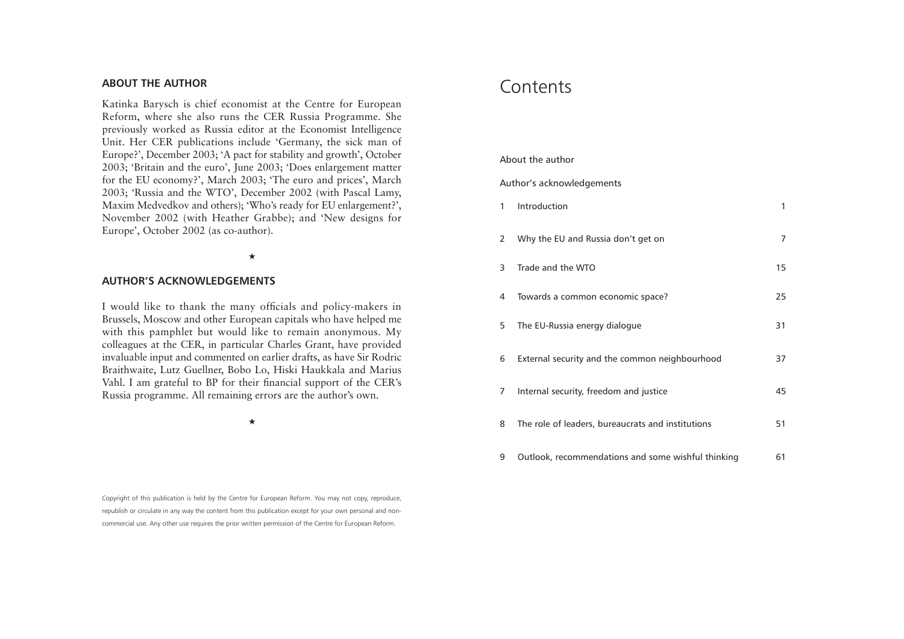## ABOUT THE AUTHOR

Katinka Barysch is chief economist at the Centre for European Reform, where she also runs the CER Russia Programme. She previously worked as Russia editor at the Economist Intelligence Unit. Her CER publications include 'Germany, the sick man of Europe?', December 2003; 'A pact for stability and growth', October 2003; 'Britain and the euro', June 2003; 'Does enlargement matter for the EU economy?', March 2003; 'The euro and prices', March 2003; 'Russia and the WTO', December 2002 (with Pascal Lamy, Maxim Medvedkov and others); 'Who's ready for EU enlargement?', November 2002 (with Heather Grabbe); and 'New designs for Europe', October 2002 (as co-author).

★

## AUTHOR'S ACKNOWLEDGEMENTS

I would like to thank the many officials and policy-makers in Brussels, Moscow and other European capitals who have helped me with this pamphlet but would like to remain anonymous. My colleagues at the CER, in particular Charles Grant, have provided invaluable input and commented on earlier drafts, as have Sir Rodric Braithwaite, Lutz Guellner, Bobo Lo, Hiski Haukkala and Marius Vahl. I am grateful to BP for their financial support of the CER's Russia programme. All remaining errors are the author's own.

★

Copyright of this publication is held by the Centre for European Reform. You may not copy, reproduce, republish or circulate in any way the content from this publication except for your own personal and non-commercial use. Any other use requires the prior written permission of the Centre for European Reform.

# Contents

About the author

Author's acknowledgements

| | | |
|---|---|---|
| 1 | Introduction | 1 |
| 2 | Why the EU and Russia don't get on | 7 |
| 3 | Trade and the WTO | 15 |
| 4 | Towards a common economic space? | 25 |
| 5 | The EU-Russia energy dialogue | 31 |
| 6 | External security and the common neighbourhood | 37 |
| 7 | Internal security, freedom and justice | 45 |
| 8 | The role of leaders, bureaucrats and institutions | 51 |
| 9 | Outlook, recommendations and some wishful thinking | 61 |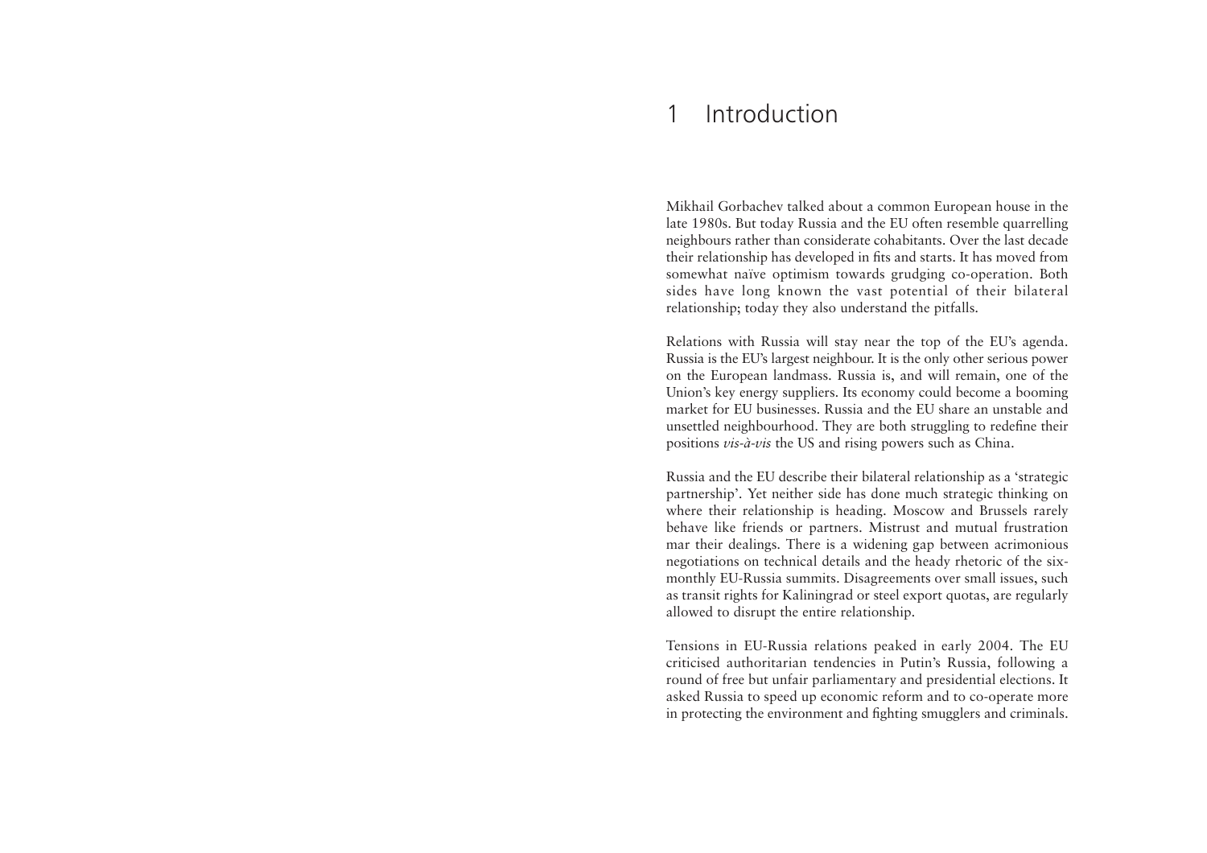# 1 Introduction

Mikhail Gorbachev talked about a common European house in the late 1980s. But today Russia and the EU often resemble quarrelling neighbours rather than considerate cohabitants. Over the last decade their relationship has developed in fits and starts. It has moved from somewhat naïve optimism towards grudging co-operation. Both sides have long known the vast potential of their bilateral relationship; today they also understand the pitfalls.

Relations with Russia will stay near the top of the EU's agenda. Russia is the EU's largest neighbour. It is the only other serious power on the European landmass. Russia is, and will remain, one of the Union's key energy suppliers. Its economy could become a booming market for EU businesses. Russia and the EU share an unstable and unsettled neighbourhood. They are both struggling to redefine their positions *vis-à-vis* the US and rising powers such as China.

Russia and the EU describe their bilateral relationship as a 'strategic partnership'. Yet neither side has done much strategic thinking on where their relationship is heading. Moscow and Brussels rarely behave like friends or partners. Mistrust and mutual frustration mar their dealings. There is a widening gap between acrimonious negotiations on technical details and the heady rhetoric of the six-monthly EU-Russia summits. Disagreements over small issues, such as transit rights for Kaliningrad or steel export quotas, are regularly allowed to disrupt the entire relationship.

Tensions in EU-Russia relations peaked in early 2004. The EU criticised authoritarian tendencies in Putin's Russia, following a round of free but unfair parliamentary and presidential elections. It asked Russia to speed up economic reform and to co-operate more in protecting the environment and fighting smugglers and criminals.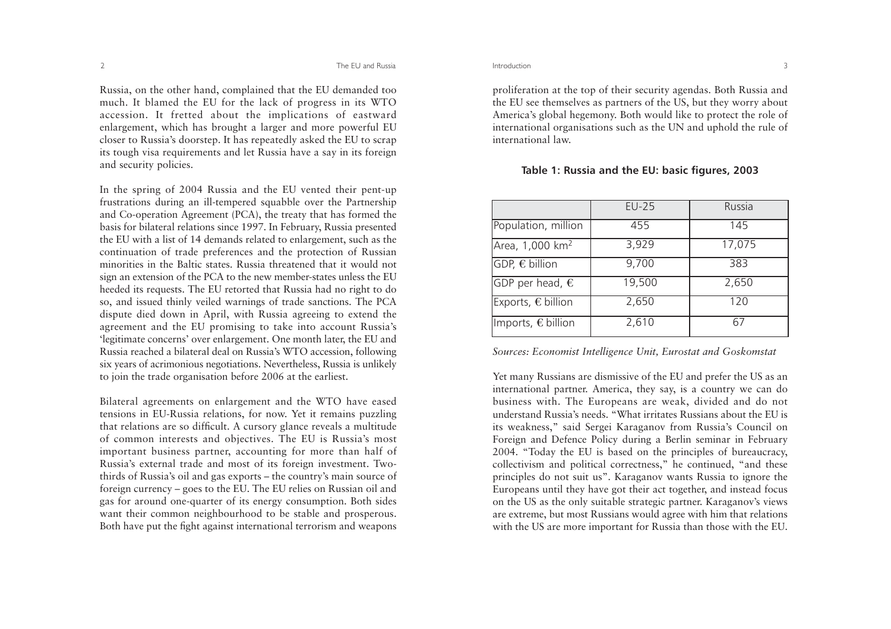Russia, on the other hand, complained that the EU demanded too much. It blamed the EU for the lack of progress in its WTO accession. It fretted about the implications of eastward enlargement, which has brought a larger and more powerful EU closer to Russia's doorstep. It has repeatedly asked the EU to scrap its tough visa requirements and let Russia have a say in its foreign and security policies.

In the spring of 2004 Russia and the EU vented their pent-up frustrations during an ill-tempered squabble over the Partnership and Co-operation Agreement (PCA), the treaty that has formed the basis for bilateral relations since 1997. In February, Russia presented the EU with a list of 14 demands related to enlargement, such as the continuation of trade preferences and the protection of Russian minorities in the Baltic states. Russia threatened that it would not sign an extension of the PCA to the new member-states unless the EU heeded its requests. The EU retorted that Russia had no right to do so, and issued thinly veiled warnings of trade sanctions. The PCA dispute died down in April, with Russia agreeing to extend the agreement and the EU promising to take into account Russia's 'legitimate concerns' over enlargement. One month later, the EU and Russia reached a bilateral deal on Russia's WTO accession, following six years of acrimonious negotiations. Nevertheless, Russia is unlikely to join the trade organisation before 2006 at the earliest.

Bilateral agreements on enlargement and the WTO have eased tensions in EU-Russia relations, for now. Yet it remains puzzling that relations are so difficult. A cursory glance reveals a multitude of common interests and objectives. The EU is Russia's most important business partner, accounting for more than half of Russia's external trade and most of its foreign investment. Two-thirds of Russia's oil and gas exports – the country's main source of foreign currency – goes to the EU. The EU relies on Russian oil and gas for around one-quarter of its energy consumption. Both sides want their common neighbourhood to be stable and prosperous. Both have put the fight against international terrorism and weapons proliferation at the top of their security agendas. Both Russia and the EU see themselves as partners of the US, but they worry about America's global hegemony. Both would like to protect the role of international organisations such as the UN and uphold the rule of international law.

**Table 1: Russia and the EU: basic figures, 2003**

| | EU-25 | Russia |
|---|---|---|
| Population, million | 455 | 145 |
| Area, 1,000 km$^2$ | 3,929 | 17,075 |
| GDP, € billion | 9,700 | 383 |
| GDP per head, € | 19,500 | 2,650 |
| Exports, € billion | 2,650 | 120 |
| Imports, € billion | 2,610 | 67 |

*Sources: Economist Intelligence Unit, Eurostat and Goskomstat*

Yet many Russians are dismissive of the EU and prefer the US as an international partner. America, they say, is a country we can do business with. The Europeans are weak, divided and do not understand Russia's needs. "What irritates Russians about the EU is its weakness," said Sergei Karaganov from Russia's Council on Foreign and Defence Policy during a Berlin seminar in February 2004. "Today the EU is based on the principles of bureaucracy, collectivism and political correctness," he continued, "and these principles do not suit us". Karaganov wants Russia to ignore the Europeans until they have got their act together, and instead focus on the US as the only suitable strategic partner. Karaganov's views are extreme, but most Russians would agree with him that relations with the US are more important for Russia than those with the EU.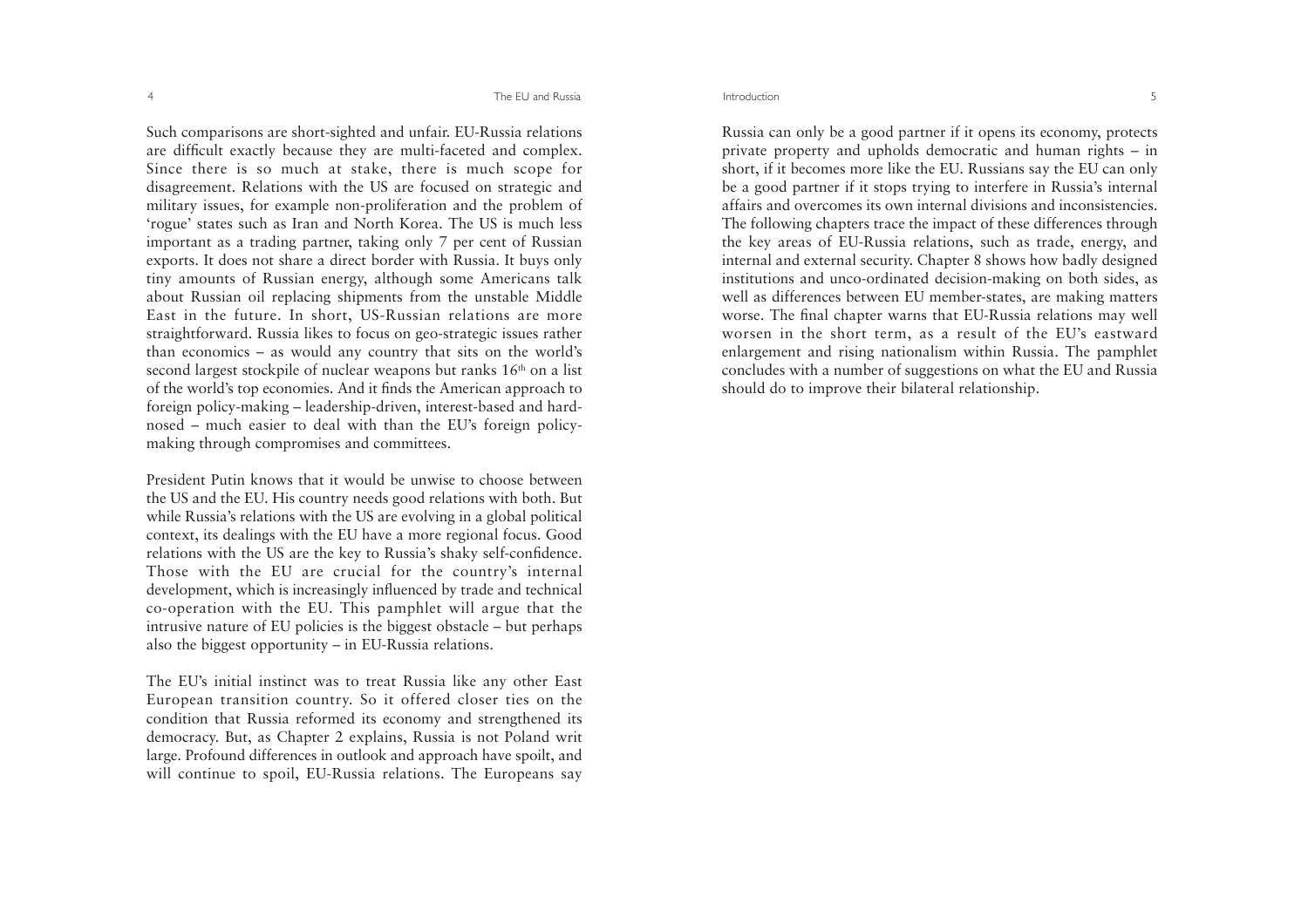Such comparisons are short-sighted and unfair. EU-Russia relations are difficult exactly because they are multi-faceted and complex. Since there is so much at stake, there is much scope for disagreement. Relations with the US are focused on strategic and military issues, for example non-proliferation and the problem of 'rogue' states such as Iran and North Korea. The US is much less important as a trading partner, taking only 7 per cent of Russian exports. It does not share a direct border with Russia. It buys only tiny amounts of Russian energy, although some Americans talk about Russian oil replacing shipments from the unstable Middle East in the future. In short, US-Russian relations are more straightforward. Russia likes to focus on geo-strategic issues rather than economics – as would any country that sits on the world's second largest stockpile of nuclear weapons but ranks 16th on a list of the world's top economies. And it finds the American approach to foreign policy-making – leadership-driven, interest-based and hard-nosed – much easier to deal with than the EU's foreign policy-making through compromises and committees.

President Putin knows that it would be unwise to choose between the US and the EU. His country needs good relations with both. But while Russia's relations with the US are evolving in a global political context, its dealings with the EU have a more regional focus. Good relations with the US are the key to Russia's shaky self-confidence. Those with the EU are crucial for the country's internal development, which is increasingly influenced by trade and technical co-operation with the EU. This pamphlet will argue that the intrusive nature of EU policies is the biggest obstacle – but perhaps also the biggest opportunity – in EU-Russia relations.

The EU's initial instinct was to treat Russia like any other East European transition country. So it offered closer ties on the condition that Russia reformed its economy and strengthened its democracy. But, as Chapter 2 explains, Russia is not Poland writ large. Profound differences in outlook and approach have spoilt, and will continue to spoil, EU-Russia relations. The Europeans say Russia can only be a good partner if it opens its economy, protects private property and upholds democratic and human rights – in short, if it becomes more like the EU. Russians say the EU can only be a good partner if it stops trying to interfere in Russia's internal affairs and overcomes its own internal divisions and inconsistencies. The following chapters trace the impact of these differences through the key areas of EU-Russia relations, such as trade, energy, and internal and external security. Chapter 8 shows how badly designed institutions and unco-ordinated decision-making on both sides, as well as differences between EU member-states, are making matters worse. The final chapter warns that EU-Russia relations may well worsen in the short term, as a result of the EU's eastward enlargement and rising nationalism within Russia. The pamphlet concludes with a number of suggestions on what the EU and Russia should do to improve their bilateral relationship.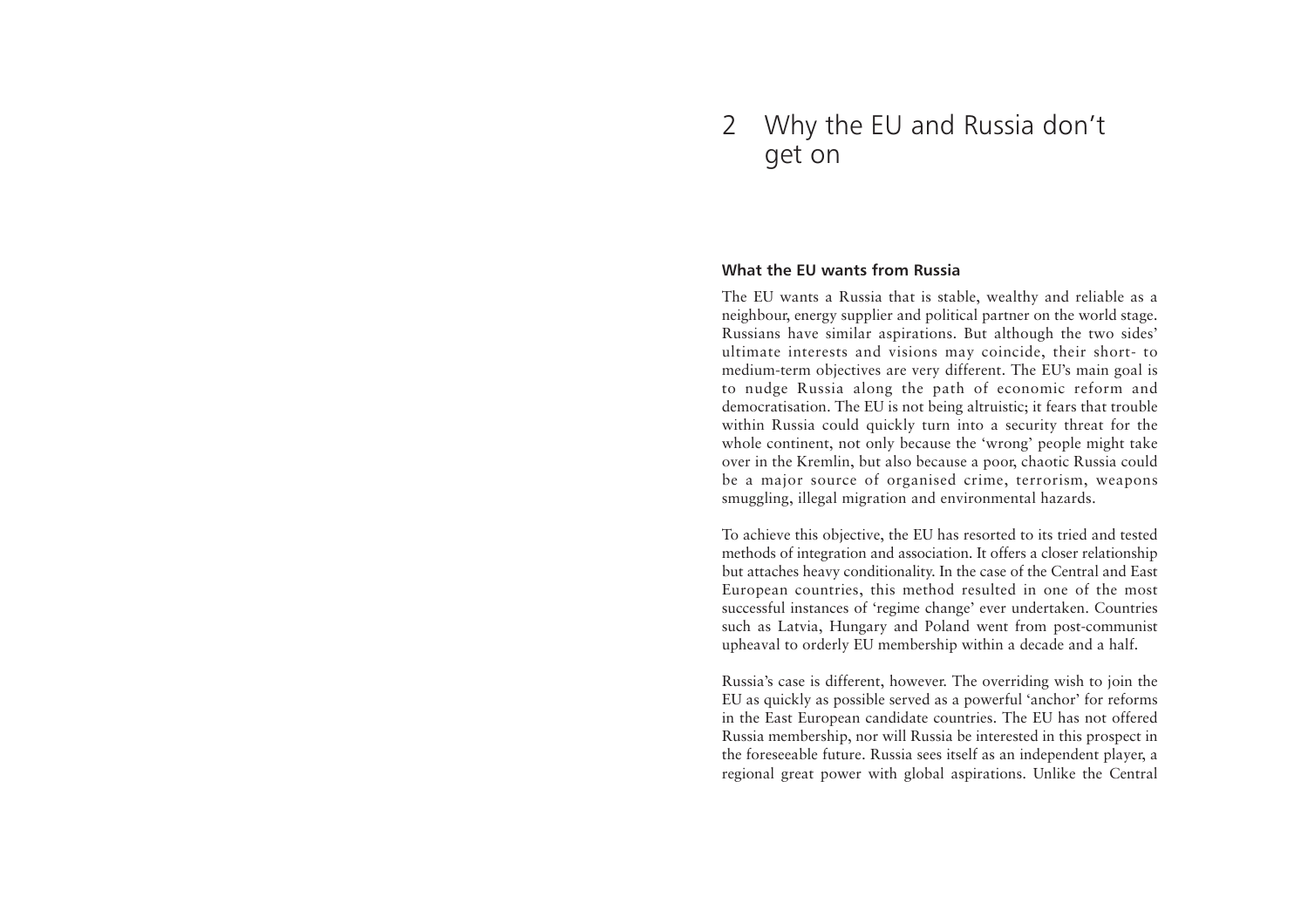# 2 Why the EU and Russia don't get on

### What the EU wants from Russia

The EU wants a Russia that is stable, wealthy and reliable as a neighbour, energy supplier and political partner on the world stage. Russians have similar aspirations. But although the two sides' ultimate interests and visions may coincide, their short- to medium-term objectives are very different. The EU's main goal is to nudge Russia along the path of economic reform and democratisation. The EU is not being altruistic; it fears that trouble within Russia could quickly turn into a security threat for the whole continent, not only because the 'wrong' people might take over in the Kremlin, but also because a poor, chaotic Russia could be a major source of organised crime, terrorism, weapons smuggling, illegal migration and environmental hazards.

To achieve this objective, the EU has resorted to its tried and tested methods of integration and association. It offers a closer relationship but attaches heavy conditionality. In the case of the Central and East European countries, this method resulted in one of the most successful instances of 'regime change' ever undertaken. Countries such as Latvia, Hungary and Poland went from post-communist upheaval to orderly EU membership within a decade and a half.

Russia's case is different, however. The overriding wish to join the EU as quickly as possible served as a powerful 'anchor' for reforms in the East European candidate countries. The EU has not offered Russia membership, nor will Russia be interested in this prospect in the foreseeable future. Russia sees itself as an independent player, a regional great power with global aspirations. Unlike the Central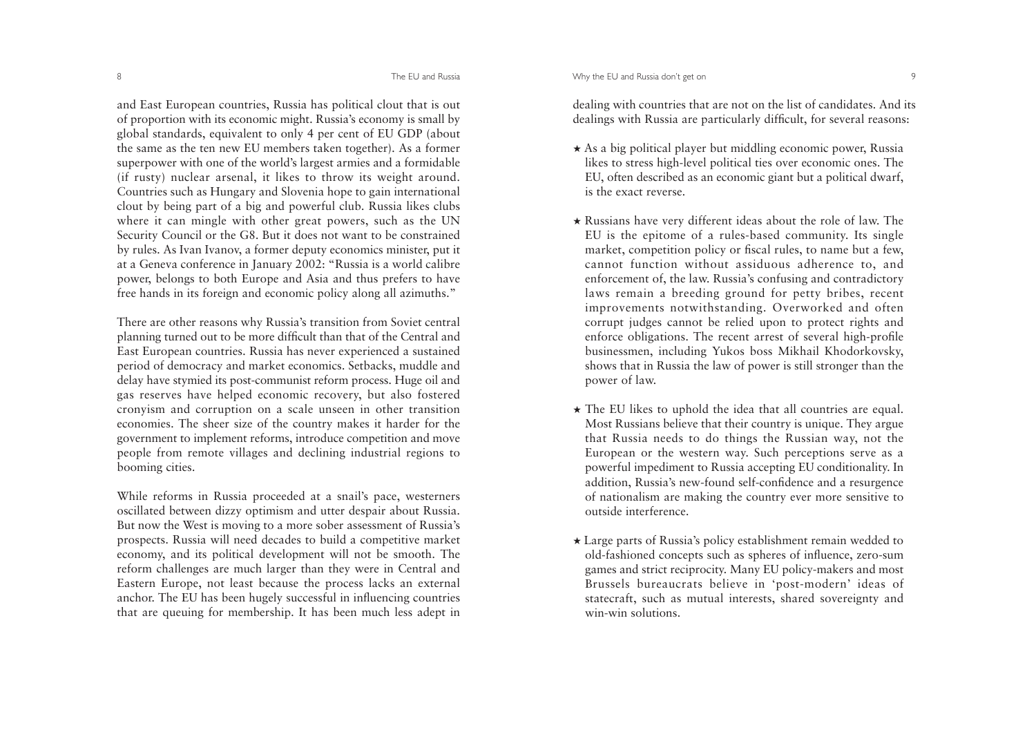and East European countries, Russia has political clout that is out of proportion with its economic might. Russia's economy is small by global standards, equivalent to only 4 per cent of EU GDP (about the same as the ten new EU members taken together). As a former superpower with one of the world's largest armies and a formidable (if rusty) nuclear arsenal, it likes to throw its weight around. Countries such as Hungary and Slovenia hope to gain international clout by being part of a big and powerful club. Russia likes clubs where it can mingle with other great powers, such as the UN Security Council or the G8. But it does not want to be constrained by rules. As Ivan Ivanov, a former deputy economics minister, put it at a Geneva conference in January 2002: "Russia is a world calibre power, belongs to both Europe and Asia and thus prefers to have free hands in its foreign and economic policy along all azimuths."

There are other reasons why Russia's transition from Soviet central planning turned out to be more difficult than that of the Central and East European countries. Russia has never experienced a sustained period of democracy and market economics. Setbacks, muddle and delay have stymied its post-communist reform process. Huge oil and gas reserves have helped economic recovery, but also fostered cronyism and corruption on a scale unseen in other transition economies. The sheer size of the country makes it harder for the government to implement reforms, introduce competition and move people from remote villages and declining industrial regions to booming cities.

While reforms in Russia proceeded at a snail's pace, westerners oscillated between dizzy optimism and utter despair about Russia. But now the West is moving to a more sober assessment of Russia's prospects. Russia will need decades to build a competitive market economy, and its political development will not be smooth. The reform challenges are much larger than they were in Central and Eastern Europe, not least because the process lacks an external anchor. The EU has been hugely successful in influencing countries that are queuing for membership. It has been much less adept in dealing with countries that are not on the list of candidates. And its dealings with Russia are particularly difficult, for several reasons:

- As a big political player but middling economic power, Russia likes to stress high-level political ties over economic ones. The EU, often described as an economic giant but a political dwarf, is the exact reverse.

- Russians have very different ideas about the role of law. The EU is the epitome of a rules-based community. Its single market, competition policy or fiscal rules, to name but a few, cannot function without assiduous adherence to, and enforcement of, the law. Russia's confusing and contradictory laws remain a breeding ground for petty bribes, recent improvements notwithstanding. Overworked and often corrupt judges cannot be relied upon to protect rights and enforce obligations. The recent arrest of several high-profile businessmen, including Yukos boss Mikhail Khodorkovsky, shows that in Russia the law of power is still stronger than the power of law.

- The EU likes to uphold the idea that all countries are equal. Most Russians believe that their country is unique. They argue that Russia needs to do things the Russian way, not the European or the western way. Such perceptions serve as a powerful impediment to Russia accepting EU conditionality. In addition, Russia's new-found self-confidence and a resurgence of nationalism are making the country ever more sensitive to outside interference.

- Large parts of Russia's policy establishment remain wedded to old-fashioned concepts such as spheres of influence, zero-sum games and strict reciprocity. Many EU policy-makers and most Brussels bureaucrats believe in 'post-modern' ideas of statecraft, such as mutual interests, shared sovereignty and win-win solutions.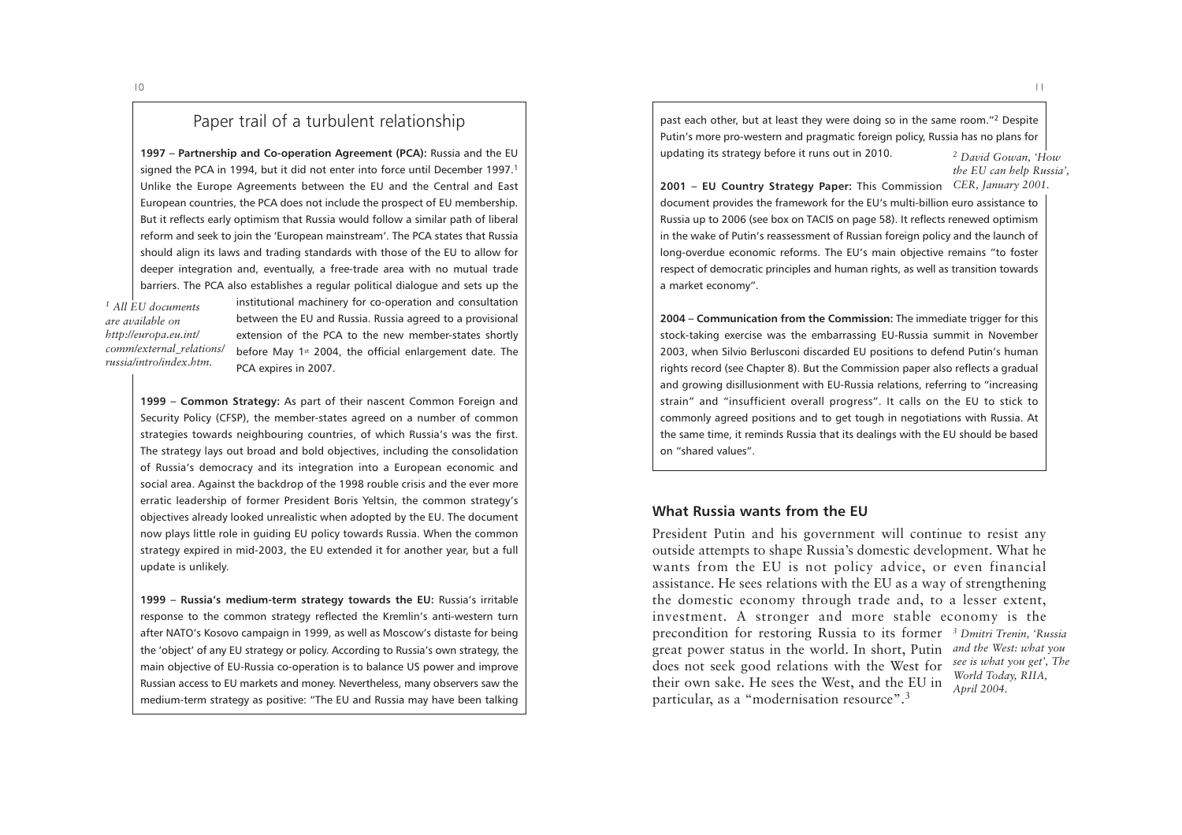## Paper trail of a turbulent relationship

**1997 – Partnership and Co-operation Agreement (PCA):** Russia and the EU signed the PCA in 1994, but it did not enter into force until December 1997.[1] Unlike the Europe Agreements between the EU and the Central and East European countries, the PCA does not include the prospect of EU membership. But it reflects early optimism that Russia would follow a similar path of liberal reform and seek to join the 'European mainstream'. The PCA states that Russia should align its laws and trading standards with those of the EU to allow for deeper integration and, eventually, a free-trade area with no mutual trade barriers. The PCA also establishes a regular political dialogue and sets up the institutional machinery for co-operation and consultation between the EU and Russia. Russia agreed to a provisional extension of the PCA to the new member-states shortly before May 1st 2004, the official enlargement date. The PCA expires in 2007.

*[1] All EU documents are available on http://europa.eu.int/comm/external_relations/russia/intro/index.htm.*

**1999 – Common Strategy:** As part of their nascent Common Foreign and Security Policy (CFSP), the member-states agreed on a number of common strategies towards neighbouring countries, of which Russia's was the first. The strategy lays out broad and bold objectives, including the consolidation of Russia's democracy and its integration into a European economic and social area. Against the backdrop of the 1998 rouble crisis and the ever more erratic leadership of former President Boris Yeltsin, the common strategy's objectives already looked unrealistic when adopted by the EU. The document now plays little role in guiding EU policy towards Russia. When the common strategy expired in mid-2003, the EU extended it for another year, but a full update is unlikely.

**1999 – Russia's medium-term strategy towards the EU:** Russia's irritable response to the common strategy reflected the Kremlin's anti-western turn after NATO's Kosovo campaign in 1999, as well as Moscow's distaste for being the 'object' of any EU strategy or policy. According to Russia's own strategy, the main objective of EU-Russia co-operation is to balance US power and improve Russian access to EU markets and money. Nevertheless, many observers saw the medium-term strategy as positive: "The EU and Russia may have been talking past each other, but at least they were doing so in the same room."[2] Despite Putin's more pro-western and pragmatic foreign policy, Russia has no plans for updating its strategy before it runs out in 2010.

*[2] David Gowan, 'How the EU can help Russia', CER, January 2001.*

**2001 – EU Country Strategy Paper:** This Commission document provides the framework for the EU's multi-billion euro assistance to Russia up to 2006 (see box on TACIS on page 58). It reflects renewed optimism in the wake of Putin's reassessment of Russian foreign policy and the launch of long-overdue economic reforms. The EU's main objective remains "to foster respect of democratic principles and human rights, as well as transition towards a market economy".

**2004 – Communication from the Commission:** The immediate trigger for this stock-taking exercise was the embarrassing EU-Russia summit in November 2003, when Silvio Berlusconi discarded EU positions to defend Putin's human rights record (see Chapter 8). But the Commission paper also reflects a gradual and growing disillusionment with EU-Russia relations, referring to "increasing strain" and "insufficient overall progress". It calls on the EU to stick to commonly agreed positions and to get tough in negotiations with Russia. At the same time, it reminds Russia that its dealings with the EU should be based on "shared values".

### What Russia wants from the EU

President Putin and his government will continue to resist any outside attempts to shape Russia's domestic development. What he wants from the EU is not policy advice, or even financial assistance. He sees relations with the EU as a way of strengthening the domestic economy through trade and, to a lesser extent, investment. A stronger and more stable economy is the precondition for restoring Russia to its former great power status in the world. In short, Putin does not seek good relations with the West for their own sake. He sees the West, and the EU in particular, as a "modernisation resource".[3]

*[3] Dmitri Trenin, 'Russia and the West: what you see is what you get', The World Today, RIIA, April 2004.*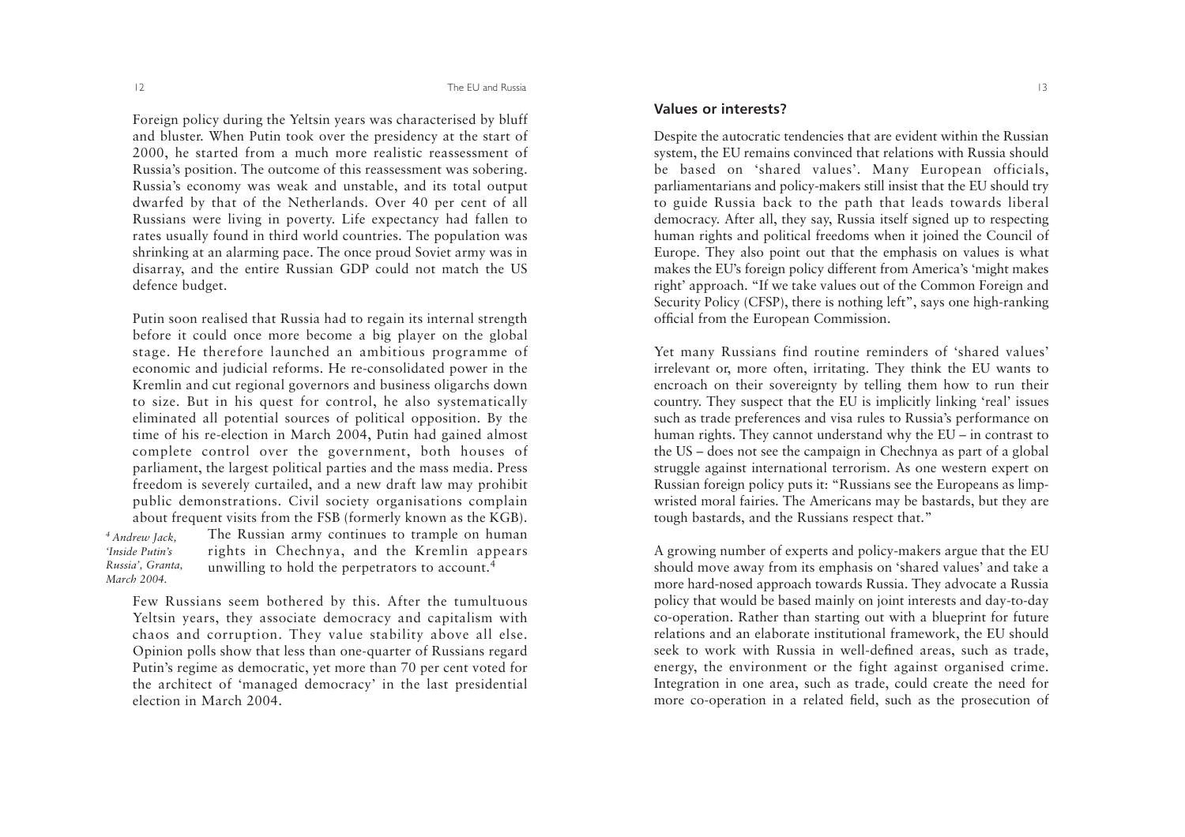Foreign policy during the Yeltsin years was characterised by bluff and bluster. When Putin took over the presidency at the start of 2000, he started from a much more realistic reassessment of Russia's position. The outcome of this reassessment was sobering. Russia's economy was weak and unstable, and its total output dwarfed by that of the Netherlands. Over 40 per cent of all Russians were living in poverty. Life expectancy had fallen to rates usually found in third world countries. The population was shrinking at an alarming pace. The once proud Soviet army was in disarray, and the entire Russian GDP could not match the US defence budget.

Putin soon realised that Russia had to regain its internal strength before it could once more become a big player on the global stage. He therefore launched an ambitious programme of economic and judicial reforms. He re-consolidated power in the Kremlin and cut regional governors and business oligarchs down to size. But in his quest for control, he also systematically eliminated all potential sources of political opposition. By the time of his re-election in March 2004, Putin had gained almost complete control over the government, both houses of parliament, the largest political parties and the mass media. Press freedom is severely curtailed, and a new draft law may prohibit public demonstrations. Civil society organisations complain about frequent visits from the FSB (formerly known as the KGB). The Russian army continues to trample on human rights in Chechnya, and the Kremlin appears unwilling to hold the perpetrators to account.[4]

[4] *Andrew Jack, 'Inside Putin's Russia', Granta, March 2004.*

Few Russians seem bothered by this. After the tumultuous Yeltsin years, they associate democracy and capitalism with chaos and corruption. They value stability above all else. Opinion polls show that less than one-quarter of Russians regard Putin's regime as democratic, yet more than 70 per cent voted for the architect of 'managed democracy' in the last presidential election in March 2004.

## Values or interests?

Despite the autocratic tendencies that are evident within the Russian system, the EU remains convinced that relations with Russia should be based on 'shared values'. Many European officials, parliamentarians and policy-makers still insist that the EU should try to guide Russia back to the path that leads towards liberal democracy. After all, they say, Russia itself signed up to respecting human rights and political freedoms when it joined the Council of Europe. They also point out that the emphasis on values is what makes the EU's foreign policy different from America's 'might makes right' approach. "If we take values out of the Common Foreign and Security Policy (CFSP), there is nothing left", says one high-ranking official from the European Commission.

Yet many Russians find routine reminders of 'shared values' irrelevant or, more often, irritating. They think the EU wants to encroach on their sovereignty by telling them how to run their country. They suspect that the EU is implicitly linking 'real' issues such as trade preferences and visa rules to Russia's performance on human rights. They cannot understand why the EU – in contrast to the US – does not see the campaign in Chechnya as part of a global struggle against international terrorism. As one western expert on Russian foreign policy puts it: "Russians see the Europeans as limp-wristed moral fairies. The Americans may be bastards, but they are tough bastards, and the Russians respect that."

A growing number of experts and policy-makers argue that the EU should move away from its emphasis on 'shared values' and take a more hard-nosed approach towards Russia. They advocate a Russia policy that would be based mainly on joint interests and day-to-day co-operation. Rather than starting out with a blueprint for future relations and an elaborate institutional framework, the EU should seek to work with Russia in well-defined areas, such as trade, energy, the environment or the fight against organised crime. Integration in one area, such as trade, could create the need for more co-operation in a related field, such as the prosecution of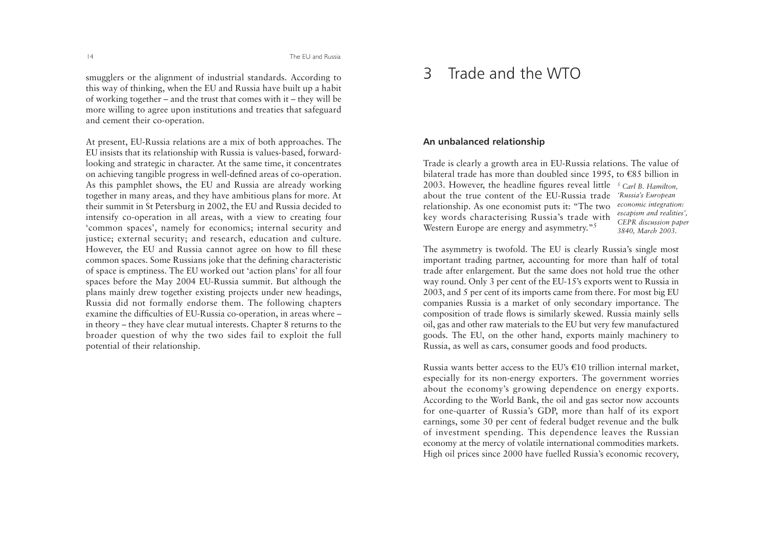smugglers or the alignment of industrial standards. According to this way of thinking, when the EU and Russia have built up a habit of working together – and the trust that comes with it – they will be more willing to agree upon institutions and treaties that safeguard and cement their co-operation.

At present, EU-Russia relations are a mix of both approaches. The EU insists that its relationship with Russia is values-based, forward-looking and strategic in character. At the same time, it concentrates on achieving tangible progress in well-defined areas of co-operation. As this pamphlet shows, the EU and Russia are already working together in many areas, and they have ambitious plans for more. At their summit in St Petersburg in 2002, the EU and Russia decided to intensify co-operation in all areas, with a view to creating four 'common spaces', namely for economics; internal security and justice; external security; and research, education and culture. However, the EU and Russia cannot agree on how to fill these common spaces. Some Russians joke that the defining characteristic of space is emptiness. The EU worked out 'action plans' for all four spaces before the May 2004 EU-Russia summit. But although the plans mainly drew together existing projects under new headings, Russia did not formally endorse them. The following chapters examine the difficulties of EU-Russia co-operation, in areas where – in theory – they have clear mutual interests. Chapter 8 returns to the broader question of why the two sides fail to exploit the full potential of their relationship.

# 3 Trade and the WTO

### An unbalanced relationship

Trade is clearly a growth area in EU-Russia relations. The value of bilateral trade has more than doubled since 1995, to €85 billion in 2003. However, the headline figures reveal little about the true content of the EU-Russia trade relationship. As one economist puts it: "The two key words characterising Russia's trade with Western Europe are energy and asymmetry."[5]

[5] *Carl B. Hamilton, 'Russia's European economic integration: escapism and realities', CEPR discussion paper 3840, March 2003.*

The asymmetry is twofold. The EU is clearly Russia's single most important trading partner, accounting for more than half of total trade after enlargement. But the same does not hold true the other way round. Only 3 per cent of the EU-15's exports went to Russia in 2003, and 5 per cent of its imports came from there. For most big EU companies Russia is a market of only secondary importance. The composition of trade flows is similarly skewed. Russia mainly sells oil, gas and other raw materials to the EU but very few manufactured goods. The EU, on the other hand, exports mainly machinery to Russia, as well as cars, consumer goods and food products.

Russia wants better access to the EU's €10 trillion internal market, especially for its non-energy exporters. The government worries about the economy's growing dependence on energy exports. According to the World Bank, the oil and gas sector now accounts for one-quarter of Russia's GDP, more than half of its export earnings, some 30 per cent of federal budget revenue and the bulk of investment spending. This dependence leaves the Russian economy at the mercy of volatile international commodities markets. High oil prices since 2000 have fuelled Russia's economic recovery,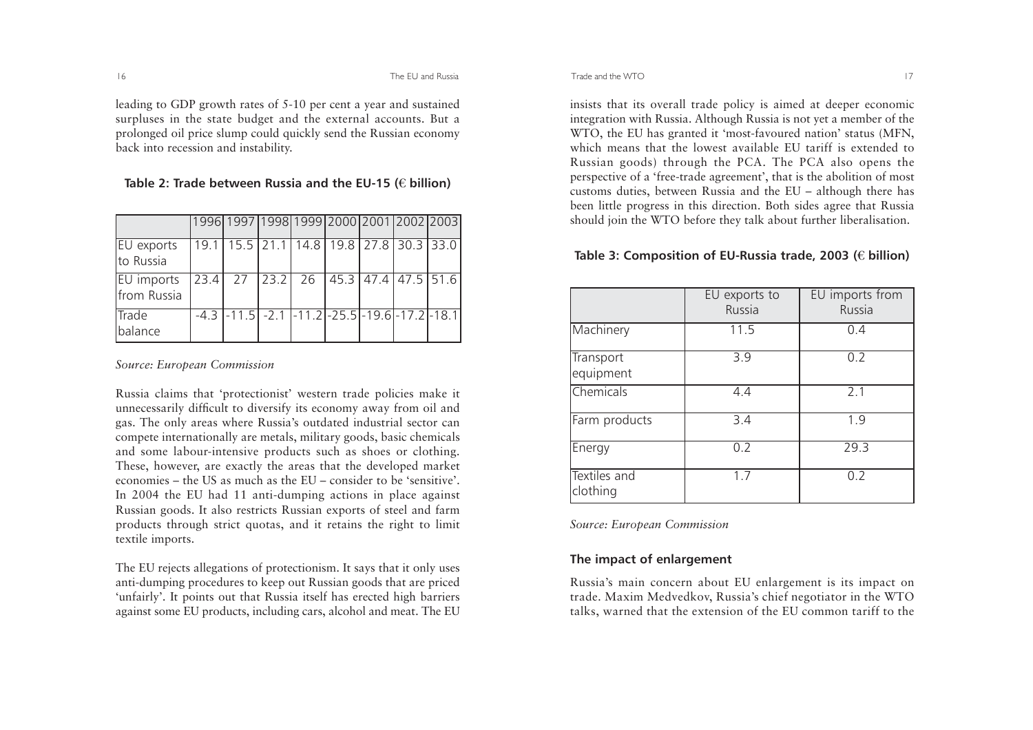leading to GDP growth rates of 5-10 per cent a year and sustained surpluses in the state budget and the external accounts. But a prolonged oil price slump could quickly send the Russian economy back into recession and instability.

**Table 2: Trade between Russia and the EU-15 (€ billion)**

| | 1996 | 1997 | 1998 | 1999 | 2000 | 2001 | 2002 | 2003 |
|---|---|---|---|---|---|---|---|---|
| EU exports to Russia | 19.1 | 15.5 | 21.1 | 14.8 | 19.8 | 27.8 | 30.3 | 33.0 |
| EU imports from Russia | 23.4 | 27 | 23.2 | 26 | 45.3 | 47.4 | 47.5 | 51.6 |
| Trade balance | -4.3 | -11.5 | -2.1 | -11.2 | -25.5 | -19.6 | -17.2 | -18.1 |

*Source: European Commission*

Russia claims that 'protectionist' western trade policies make it unnecessarily difficult to diversify its economy away from oil and gas. The only areas where Russia's outdated industrial sector can compete internationally are metals, military goods, basic chemicals and some labour-intensive products such as shoes or clothing. These, however, are exactly the areas that the developed market economies – the US as much as the EU – consider to be 'sensitive'. In 2004 the EU had 11 anti-dumping actions in place against Russian goods. It also restricts Russian exports of steel and farm products through strict quotas, and it retains the right to limit textile imports.

The EU rejects allegations of protectionism. It says that it only uses anti-dumping procedures to keep out Russian goods that are priced 'unfairly'. It points out that Russia itself has erected high barriers against some EU products, including cars, alcohol and meat. The EU insists that its overall trade policy is aimed at deeper economic integration with Russia. Although Russia is not yet a member of the WTO, the EU has granted it 'most-favoured nation' status (MFN, which means that the lowest available EU tariff is extended to Russian goods) through the PCA. The PCA also opens the perspective of a 'free-trade agreement', that is the abolition of most customs duties, between Russia and the EU – although there has been little progress in this direction. Both sides agree that Russia should join the WTO before they talk about further liberalisation.

**Table 3: Composition of EU-Russia trade, 2003 (€ billion)**

| | EU exports to Russia | EU imports from Russia |
|---|---|---|
| Machinery | 11.5 | 0.4 |
| Transport equipment | 3.9 | 0.2 |
| Chemicals | 4.4 | 2.1 |
| Farm products | 3.4 | 1.9 |
| Energy | 0.2 | 29.3 |
| Textiles and clothing | 1.7 | 0.2 |

*Source: European Commission*

### The impact of enlargement

Russia's main concern about EU enlargement is its impact on trade. Maxim Medvedkov, Russia's chief negotiator in the WTO talks, warned that the extension of the EU common tariff to the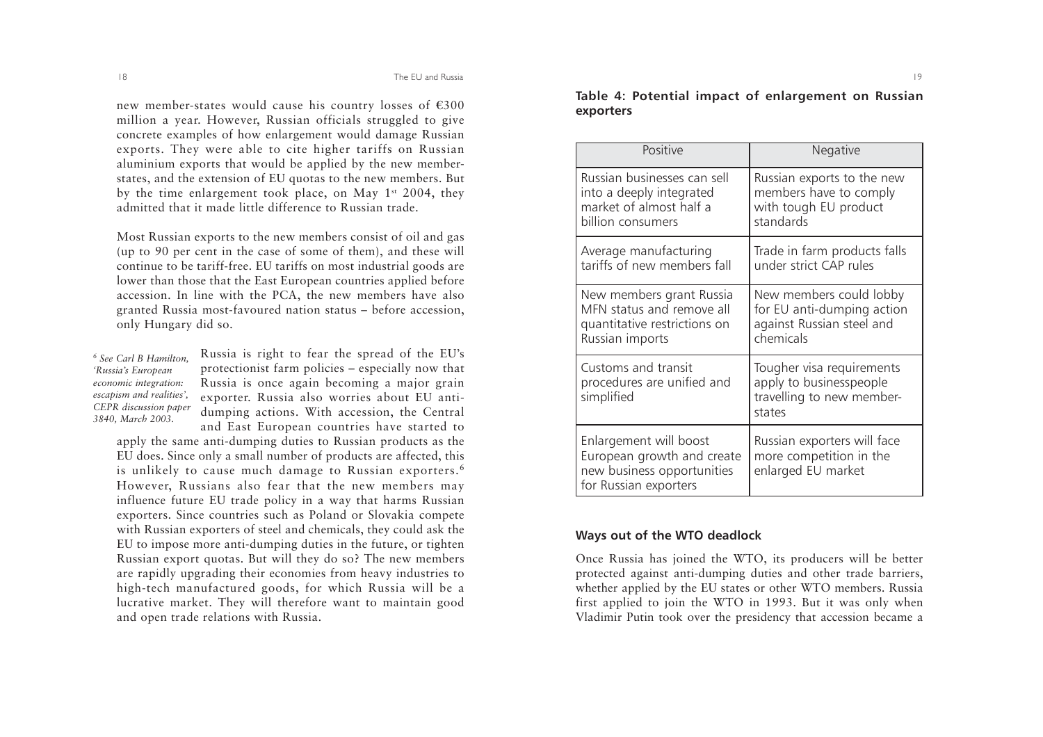new member-states would cause his country losses of €300 million a year. However, Russian officials struggled to give concrete examples of how enlargement would damage Russian exports. They were able to cite higher tariffs on Russian aluminium exports that would be applied by the new member-states, and the extension of EU quotas to the new members. But by the time enlargement took place, on May 1st 2004, they admitted that it made little difference to Russian trade.

Most Russian exports to the new members consist of oil and gas (up to 90 per cent in the case of some of them), and these will continue to be tariff-free. EU tariffs on most industrial goods are lower than those that the East European countries applied before accession. In line with the PCA, the new members have also granted Russia most-favoured nation status – before accession, only Hungary did so.

Russia is right to fear the spread of the EU's protectionist farm policies – especially now that Russia is once again becoming a major grain exporter. Russia also worries about EU anti-dumping actions. With accession, the Central and East European countries have started to apply the same anti-dumping duties to Russian products as the EU does. Since only a small number of products are affected, this is unlikely to cause much damage to Russian exporters.[6] However, Russians also fear that the new members may influence future EU trade policy in a way that harms Russian exporters. Since countries such as Poland or Slovakia compete with Russian exporters of steel and chemicals, they could ask the EU to impose more anti-dumping duties in the future, or tighten Russian export quotas. But will they do so? The new members are rapidly upgrading their economies from heavy industries to high-tech manufactured goods, for which Russia will be a lucrative market. They will therefore want to maintain good and open trade relations with Russia.

[6] *See Carl B Hamilton, 'Russia's European economic integration: escapism and realities', CEPR discussion paper 3840, March 2003.*

**Table 4: Potential impact of enlargement on Russian exporters**

| Positive | Negative |
|---|---|
| Russian businesses can sell into a deeply integrated market of almost half a billion consumers | Russian exports to the new members have to comply with tough EU product standards |
| Average manufacturing tariffs of new members fall | Trade in farm products falls under strict CAP rules |
| New members grant Russia MFN status and remove all quantitative restrictions on Russian imports | New members could lobby for EU anti-dumping action against Russian steel and chemicals |
| Customs and transit procedures are unified and simplified | Tougher visa requirements apply to businesspeople travelling to new member-states |
| Enlargement will boost European growth and create new business opportunities for Russian exporters | Russian exporters will face more competition in the enlarged EU market |

### Ways out of the WTO deadlock

Once Russia has joined the WTO, its producers will be better protected against anti-dumping duties and other trade barriers, whether applied by the EU states or other WTO members. Russia first applied to join the WTO in 1993. But it was only when Vladimir Putin took over the presidency that accession became a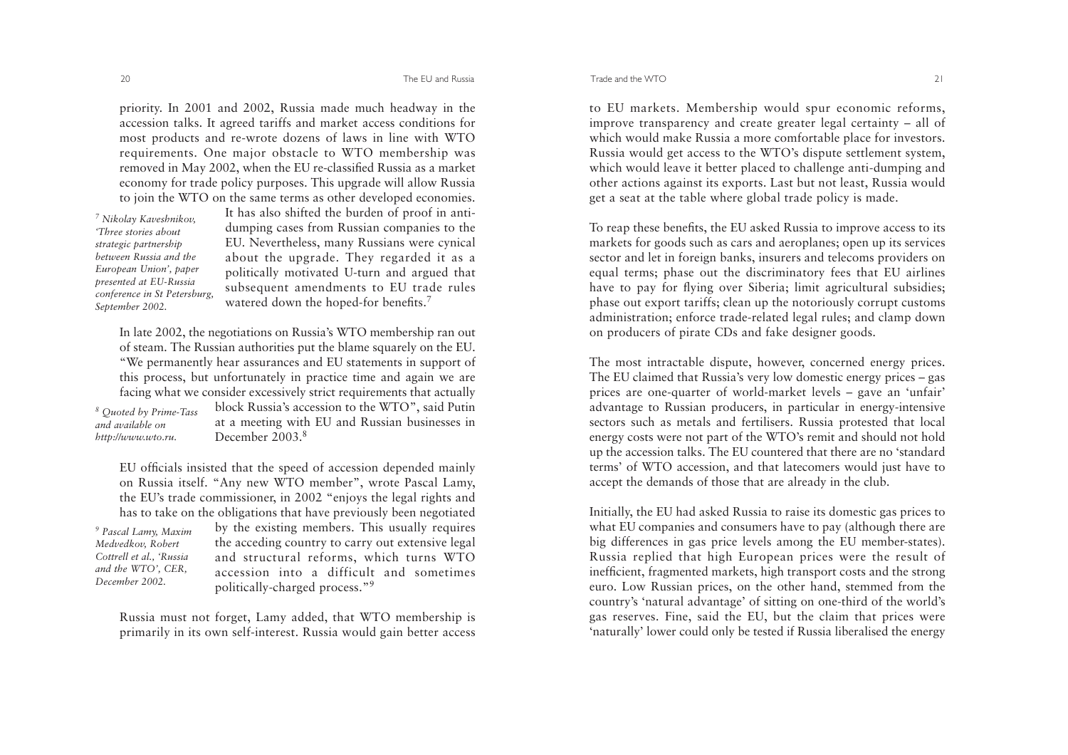priority. In 2001 and 2002, Russia made much headway in the accession talks. It agreed tariffs and market access conditions for most products and re-wrote dozens of laws in line with WTO requirements. One major obstacle to WTO membership was removed in May 2002, when the EU re-classified Russia as a market economy for trade policy purposes. This upgrade will allow Russia to join the WTO on the same terms as other developed economies. It has also shifted the burden of proof in anti-dumping cases from Russian companies to the EU. Nevertheless, many Russians were cynical about the upgrade. They regarded it as a politically motivated U-turn and argued that subsequent amendments to EU trade rules watered down the hoped-for benefits.[7]

[7] *Nikolay Kaveshnikov, 'Three stories about strategic partnership between Russia and the European Union', paper presented at EU-Russia conference in St Petersburg, September 2002.*

In late 2002, the negotiations on Russia's WTO membership ran out of steam. The Russian authorities put the blame squarely on the EU. "We permanently hear assurances and EU statements in support of this process, but unfortunately in practice time and again we are facing what we consider excessively strict requirements that actually block Russia's accession to the WTO", said Putin at a meeting with EU and Russian businesses in December 2003.[8]

[8] *Quoted by Prime-Tass and available on http://www.wto.ru.*

EU officials insisted that the speed of accession depended mainly on Russia itself. "Any new WTO member", wrote Pascal Lamy, the EU's trade commissioner, in 2002 "enjoys the legal rights and has to take on the obligations that have previously been negotiated by the existing members. This usually requires the acceding country to carry out extensive legal and structural reforms, which turns WTO accession into a difficult and sometimes politically-charged process."[9]

[9] *Pascal Lamy, Maxim Medvedkov, Robert Cottrell et al., 'Russia and the WTO', CER, December 2002.*

Russia must not forget, Lamy added, that WTO membership is primarily in its own self-interest. Russia would gain better access to EU markets. Membership would spur economic reforms, improve transparency and create greater legal certainty – all of which would make Russia a more comfortable place for investors. Russia would get access to the WTO's dispute settlement system, which would leave it better placed to challenge anti-dumping and other actions against its exports. Last but not least, Russia would get a seat at the table where global trade policy is made.

To reap these benefits, the EU asked Russia to improve access to its markets for goods such as cars and aeroplanes; open up its services sector and let in foreign banks, insurers and telecoms providers on equal terms; phase out the discriminatory fees that EU airlines have to pay for flying over Siberia; limit agricultural subsidies; phase out export tariffs; clean up the notoriously corrupt customs administration; enforce trade-related legal rules; and clamp down on producers of pirate CDs and fake designer goods.

The most intractable dispute, however, concerned energy prices. The EU claimed that Russia's very low domestic energy prices – gas prices are one-quarter of world-market levels – gave an 'unfair' advantage to Russian producers, in particular in energy-intensive sectors such as metals and fertilisers. Russia protested that local energy costs were not part of the WTO's remit and should not hold up the accession talks. The EU countered that there are no 'standard terms' of WTO accession, and that latecomers would just have to accept the demands of those that are already in the club.

Initially, the EU had asked Russia to raise its domestic gas prices to what EU companies and consumers have to pay (although there are big differences in gas price levels among the EU member-states). Russia replied that high European prices were the result of inefficient, fragmented markets, high transport costs and the strong euro. Low Russian prices, on the other hand, stemmed from the country's 'natural advantage' of sitting on one-third of the world's gas reserves. Fine, said the EU, but the claim that prices were 'naturally' lower could only be tested if Russia liberalised the energy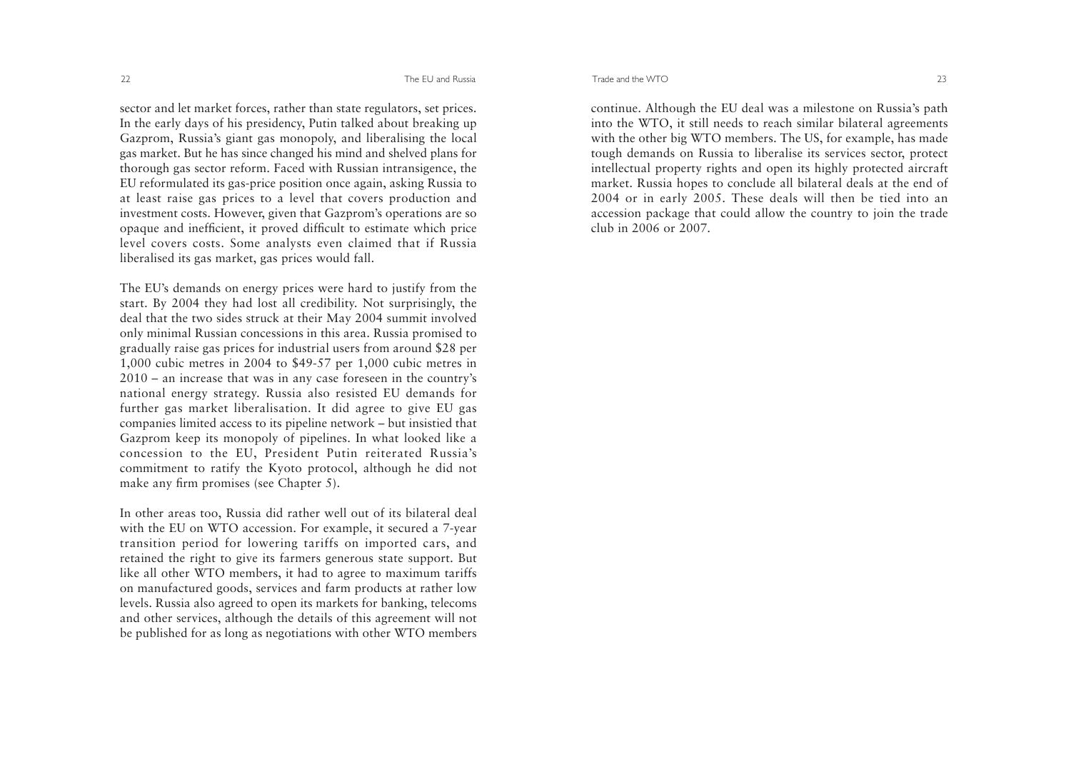sector and let market forces, rather than state regulators, set prices. In the early days of his presidency, Putin talked about breaking up Gazprom, Russia's giant gas monopoly, and liberalising the local gas market. But he has since changed his mind and shelved plans for thorough gas sector reform. Faced with Russian intransigence, the EU reformulated its gas-price position once again, asking Russia to at least raise gas prices to a level that covers production and investment costs. However, given that Gazprom's operations are so opaque and inefficient, it proved difficult to estimate which price level covers costs. Some analysts even claimed that if Russia liberalised its gas market, gas prices would fall.

The EU's demands on energy prices were hard to justify from the start. By 2004 they had lost all credibility. Not surprisingly, the deal that the two sides struck at their May 2004 summit involved only minimal Russian concessions in this area. Russia promised to gradually raise gas prices for industrial users from around $28 per 1,000 cubic metres in 2004 to $49-57 per 1,000 cubic metres in 2010 – an increase that was in any case foreseen in the country's national energy strategy. Russia also resisted EU demands for further gas market liberalisation. It did agree to give EU gas companies limited access to its pipeline network – but insistied that Gazprom keep its monopoly of pipelines. In what looked like a concession to the EU, President Putin reiterated Russia's commitment to ratify the Kyoto protocol, although he did not make any firm promises (see Chapter 5).

In other areas too, Russia did rather well out of its bilateral deal with the EU on WTO accession. For example, it secured a 7-year transition period for lowering tariffs on imported cars, and retained the right to give its farmers generous state support. But like all other WTO members, it had to agree to maximum tariffs on manufactured goods, services and farm products at rather low levels. Russia also agreed to open its markets for banking, telecoms and other services, although the details of this agreement will not be published for as long as negotiations with other WTO members continue. Although the EU deal was a milestone on Russia's path into the WTO, it still needs to reach similar bilateral agreements with the other big WTO members. The US, for example, has made tough demands on Russia to liberalise its services sector, protect intellectual property rights and open its highly protected aircraft market. Russia hopes to conclude all bilateral deals at the end of 2004 or in early 2005. These deals will then be tied into an accession package that could allow the country to join the trade club in 2006 or 2007.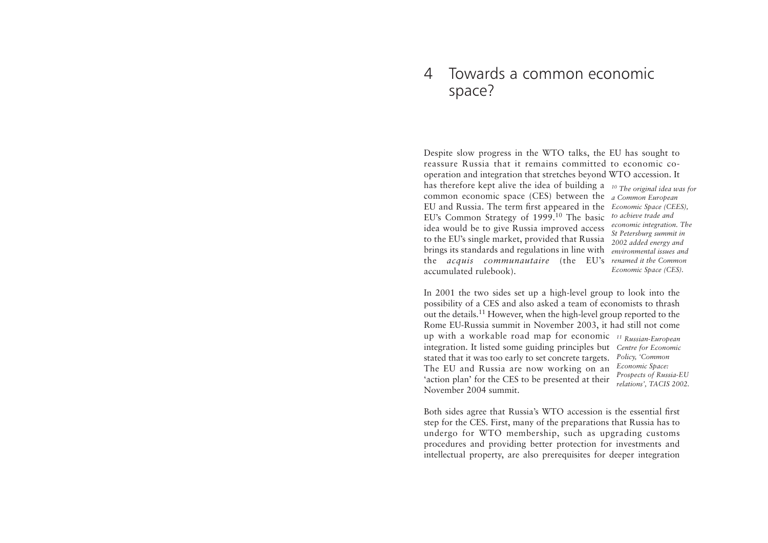# 4 Towards a common economic space?

Despite slow progress in the WTO talks, the EU has sought to reassure Russia that it remains committed to economic co-operation and integration that stretches beyond WTO accession. It has therefore kept alive the idea of building a common economic space (CES) between the EU and Russia. The term first appeared in the EU's Common Strategy of 1999.[10] The basic idea would be to give Russia improved access to the EU's single market, provided that Russia brings its standards and regulations in line with the *acquis communautaire* (the EU's accumulated rulebook).

*[10] The original idea was for a Common European Economic Space (CEES), to achieve trade and economic integration. The St Petersburg summit in 2002 added energy and environmental issues and renamed it the Common Economic Space (CES).*

In 2001 the two sides set up a high-level group to look into the possibility of a CES and also asked a team of economists to thrash out the details.[11] However, when the high-level group reported to the Rome EU-Russia summit in November 2003, it had still not come up with a workable road map for economic integration. It listed some guiding principles but stated that it was too early to set concrete targets. The EU and Russia are now working on an 'action plan' for the CES to be presented at their November 2004 summit.

*[11] Russian-European Centre for Economic Policy, 'Common Economic Space: Prospects of Russia-EU relations', TACIS 2002.*

Both sides agree that Russia's WTO accession is the essential first step for the CES. First, many of the preparations that Russia has to undergo for WTO membership, such as upgrading customs procedures and providing better protection for investments and intellectual property, are also prerequisites for deeper integration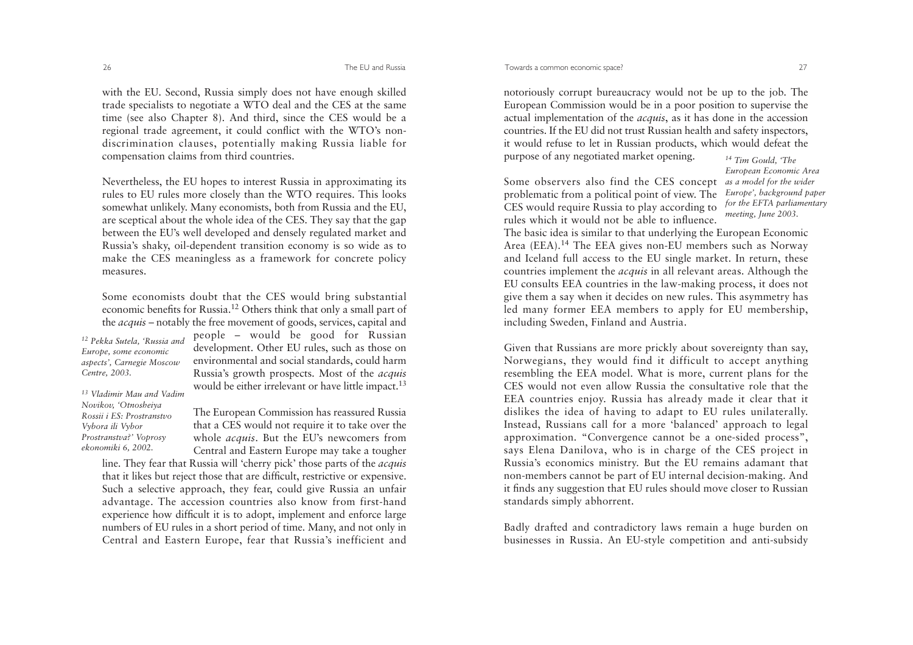with the EU. Second, Russia simply does not have enough skilled trade specialists to negotiate a WTO deal and the CES at the same time (see also Chapter 8). And third, since the CES would be a regional trade agreement, it could conflict with the WTO's non-discrimination clauses, potentially making Russia liable for compensation claims from third countries.

Nevertheless, the EU hopes to interest Russia in approximating its rules to EU rules more closely than the WTO requires. This looks somewhat unlikely. Many economists, both from Russia and the EU, are sceptical about the whole idea of the CES. They say that the gap between the EU's well developed and densely regulated market and Russia's shaky, oil-dependent transition economy is so wide as to make the CES meaningless as a framework for concrete policy measures.

Some economists doubt that the CES would bring substantial economic benefits for Russia.[12] Others think that only a small part of the *acquis* – notably the free movement of goods, services, capital and people – would be good for Russian development. Other EU rules, such as those on environmental and social standards, could harm Russia's growth prospects. Most of the *acquis* would be either irrelevant or have little impact.[13]

*[12] Pekka Sutela, 'Russia and Europe, some economic aspects', Carnegie Moscow Centre, 2003.*

*[13] Vladimir Mau and Vadim Novikov, 'Otnosheiya Rossii i ES: Prostranstvo Vybora ili Vybor Prostranstva?' Voprosy ekonomiki 6, 2002.*

The European Commission has reassured Russia that a CES would not require it to take over the whole *acquis*. But the EU's newcomers from Central and Eastern Europe may take a tougher line. They fear that Russia will 'cherry pick' those parts of the *acquis* that it likes but reject those that are difficult, restrictive or expensive. Such a selective approach, they fear, could give Russia an unfair advantage. The accession countries also know from first-hand experience how difficult it is to adopt, implement and enforce large numbers of EU rules in a short period of time. Many, and not only in Central and Eastern Europe, fear that Russia's inefficient and notoriously corrupt bureaucracy would not be up to the job. The European Commission would be in a poor position to supervise the actual implementation of the *acquis*, as it has done in the accession countries. If the EU did not trust Russian health and safety inspectors, it would refuse to let in Russian products, which would defeat the purpose of any negotiated market opening.

Some observers also find the CES concept problematic from a political point of view. The CES would require Russia to play according to rules which it would not be able to influence. The basic idea is similar to that underlying the European Economic Area (EEA).[14] The EEA gives non-EU members such as Norway and Iceland full access to the EU single market. In return, these countries implement the *acquis* in all relevant areas. Although the EU consults EEA countries in the law-making process, it does not give them a say when it decides on new rules. This asymmetry has led many former EEA members to apply for EU membership, including Sweden, Finland and Austria.

*[14] Tim Gould, 'The European Economic Area as a model for the wider Europe', background paper for the EFTA parliamentary meeting, June 2003.*

Given that Russians are more prickly about sovereignty than say, Norwegians, they would find it difficult to accept anything resembling the EEA model. What is more, current plans for the CES would not even allow Russia the consultative role that the EEA countries enjoy. Russia has already made it clear that it dislikes the idea of having to adapt to EU rules unilaterally. Instead, Russians call for a more 'balanced' approach to legal approximation. "Convergence cannot be a one-sided process", says Elena Danilova, who is in charge of the CES project in Russia's economics ministry. But the EU remains adamant that non-members cannot be part of EU internal decision-making. And it finds any suggestion that EU rules should move closer to Russian standards simply abhorrent.

Badly drafted and contradictory laws remain a huge burden on businesses in Russia. An EU-style competition and anti-subsidy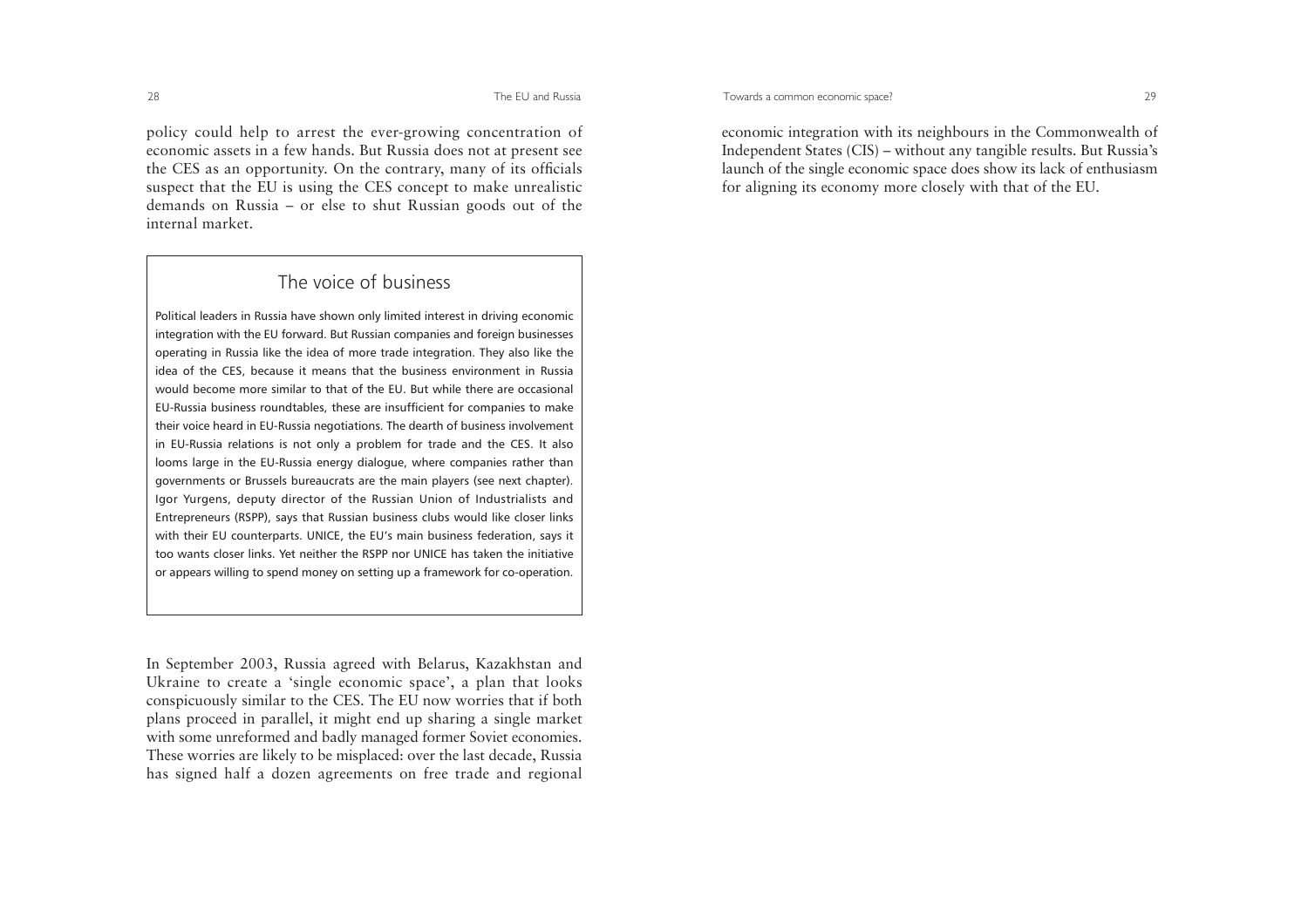policy could help to arrest the ever-growing concentration of economic assets in a few hands. But Russia does not at present see the CES as an opportunity. On the contrary, many of its officials suspect that the EU is using the CES concept to make unrealistic demands on Russia – or else to shut Russian goods out of the internal market.

> ### The voice of business
>
> Political leaders in Russia have shown only limited interest in driving economic integration with the EU forward. But Russian companies and foreign businesses operating in Russia like the idea of more trade integration. They also like the idea of the CES, because it means that the business environment in Russia would become more similar to that of the EU. But while there are occasional EU-Russia business roundtables, these are insufficient for companies to make their voice heard in EU-Russia negotiations. The dearth of business involvement in EU-Russia relations is not only a problem for trade and the CES. It also looms large in the EU-Russia energy dialogue, where companies rather than governments or Brussels bureaucrats are the main players (see next chapter). Igor Yurgens, deputy director of the Russian Union of Industrialists and Entrepreneurs (RSPP), says that Russian business clubs would like closer links with their EU counterparts. UNICE, the EU's main business federation, says it too wants closer links. Yet neither the RSPP nor UNICE has taken the initiative or appears willing to spend money on setting up a framework for co-operation.

In September 2003, Russia agreed with Belarus, Kazakhstan and Ukraine to create a 'single economic space', a plan that looks conspicuously similar to the CES. The EU now worries that if both plans proceed in parallel, it might end up sharing a single market with some unreformed and badly managed former Soviet economies. These worries are likely to be misplaced: over the last decade, Russia has signed half a dozen agreements on free trade and regional economic integration with its neighbours in the Commonwealth of Independent States (CIS) – without any tangible results. But Russia's launch of the single economic space does show its lack of enthusiasm for aligning its economy more closely with that of the EU.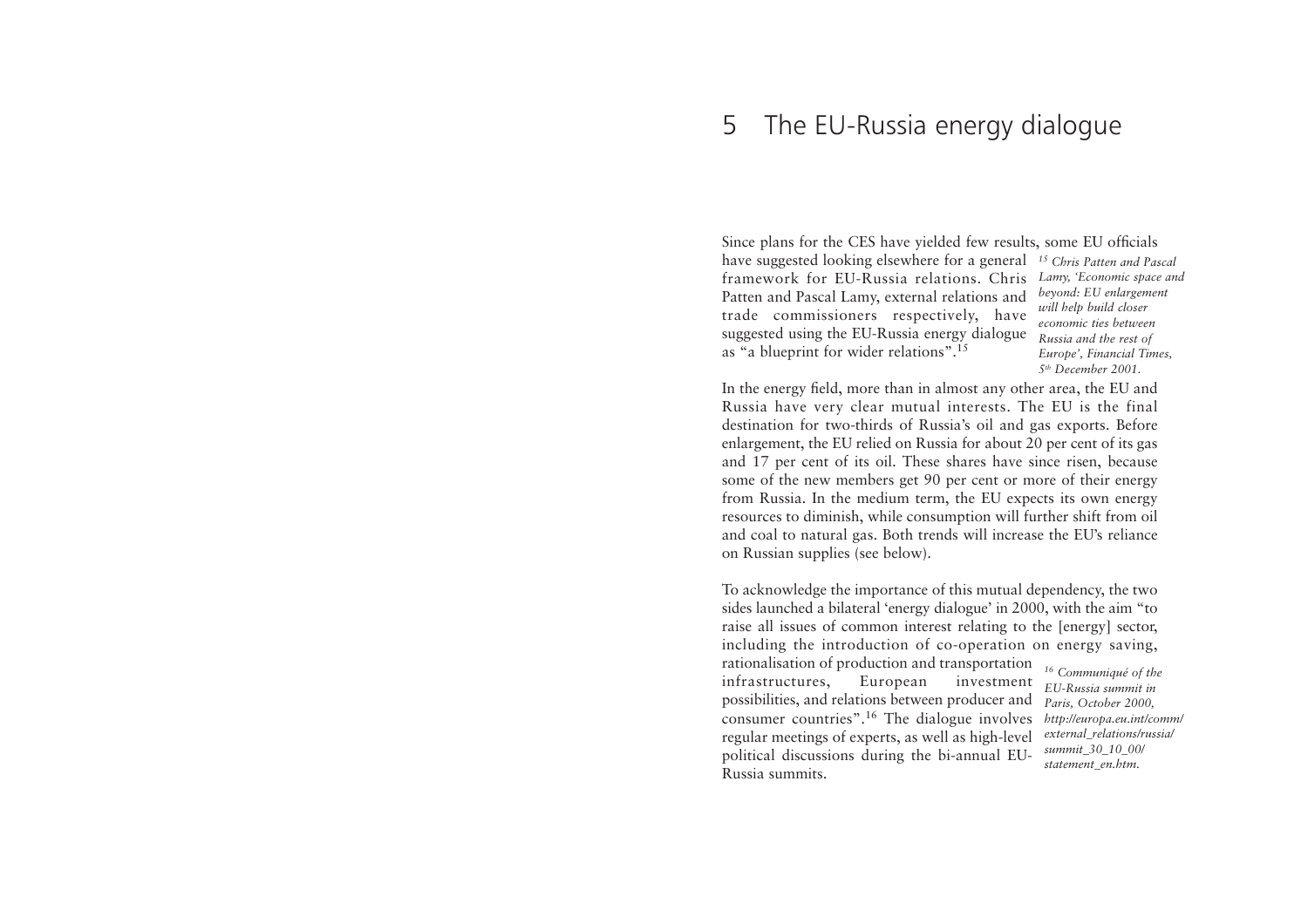# 5 The EU-Russia energy dialogue

Since plans for the CES have yielded few results, some EU officials have suggested looking elsewhere for a general framework for EU-Russia relations. Chris Patten and Pascal Lamy, external relations and trade commissioners respectively, have suggested using the EU-Russia energy dialogue as "a blueprint for wider relations".[15]

*[15] Chris Patten and Pascal Lamy, 'Economic space and beyond: EU enlargement will help build closer economic ties between Russia and the rest of Europe', Financial Times, 5th December 2001.*

In the energy field, more than in almost any other area, the EU and Russia have very clear mutual interests. The EU is the final destination for two-thirds of Russia's oil and gas exports. Before enlargement, the EU relied on Russia for about 20 per cent of its gas and 17 per cent of its oil. These shares have since risen, because some of the new members get 90 per cent or more of their energy from Russia. In the medium term, the EU expects its own energy resources to diminish, while consumption will further shift from oil and coal to natural gas. Both trends will increase the EU's reliance on Russian supplies (see below).

To acknowledge the importance of this mutual dependency, the two sides launched a bilateral 'energy dialogue' in 2000, with the aim "to raise all issues of common interest relating to the [energy] sector, including the introduction of co-operation on energy saving, rationalisation of production and transportation infrastructures, European investment possibilities, and relations between producer and consumer countries".[16] The dialogue involves regular meetings of experts, as well as high-level political discussions during the bi-annual EU-Russia summits.

*[16] Communiqué of the EU-Russia summit in Paris, October 2000, http://europa.eu.int/comm/external_relations/russia/summit_30_10_00/statement_en.htm.*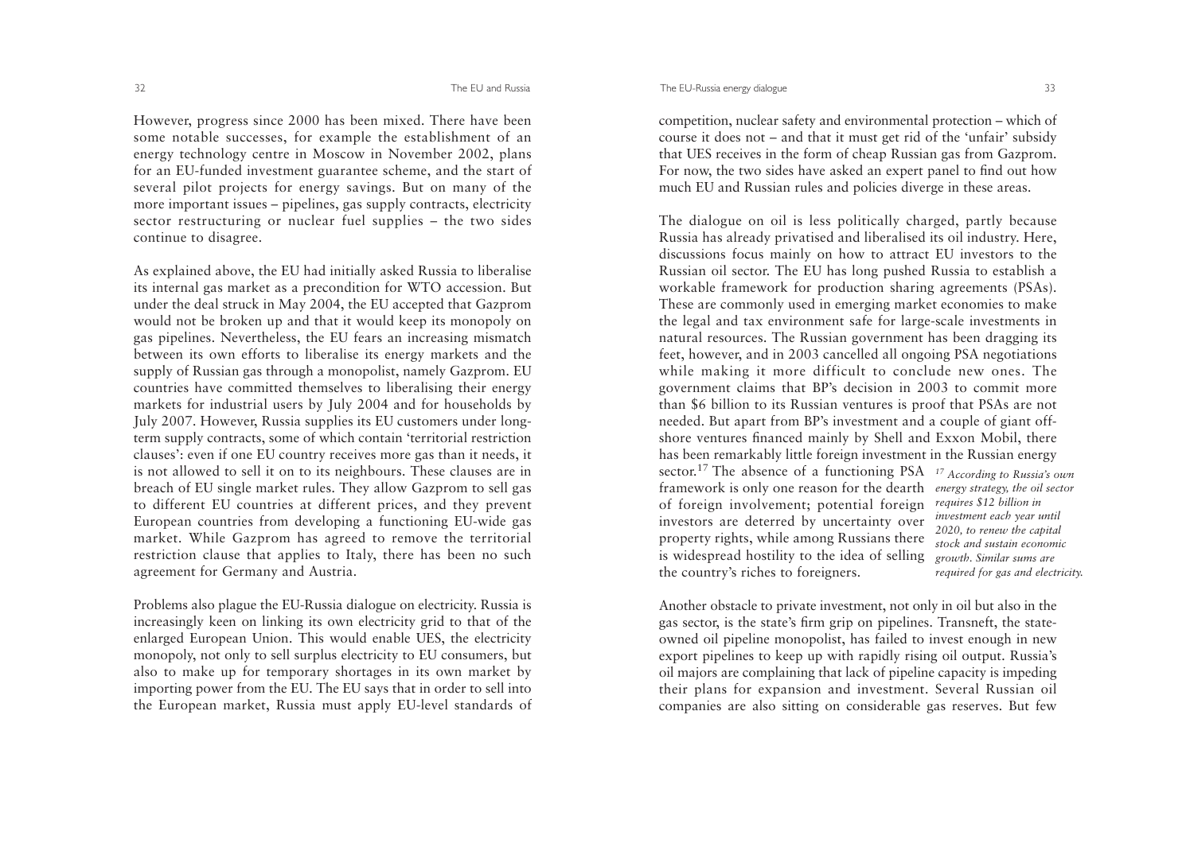However, progress since 2000 has been mixed. There have been some notable successes, for example the establishment of an energy technology centre in Moscow in November 2002, plans for an EU-funded investment guarantee scheme, and the start of several pilot projects for energy savings. But on many of the more important issues – pipelines, gas supply contracts, electricity sector restructuring or nuclear fuel supplies – the two sides continue to disagree.

As explained above, the EU had initially asked Russia to liberalise its internal gas market as a precondition for WTO accession. But under the deal struck in May 2004, the EU accepted that Gazprom would not be broken up and that it would keep its monopoly on gas pipelines. Nevertheless, the EU fears an increasing mismatch between its own efforts to liberalise its energy markets and the supply of Russian gas through a monopolist, namely Gazprom. EU countries have committed themselves to liberalising their energy markets for industrial users by July 2004 and for households by July 2007. However, Russia supplies its EU customers under long-term supply contracts, some of which contain 'territorial restriction clauses': even if one EU country receives more gas than it needs, it is not allowed to sell it on to its neighbours. These clauses are in breach of EU single market rules. They allow Gazprom to sell gas to different EU countries at different prices, and they prevent European countries from developing a functioning EU-wide gas market. While Gazprom has agreed to remove the territorial restriction clause that applies to Italy, there has been no such agreement for Germany and Austria.

Problems also plague the EU-Russia dialogue on electricity. Russia is increasingly keen on linking its own electricity grid to that of the enlarged European Union. This would enable UES, the electricity monopoly, not only to sell surplus electricity to EU consumers, but also to make up for temporary shortages in its own market by importing power from the EU. The EU says that in order to sell into the European market, Russia must apply EU-level standards of competition, nuclear safety and environmental protection – which of course it does not – and that it must get rid of the 'unfair' subsidy that UES receives in the form of cheap Russian gas from Gazprom. For now, the two sides have asked an expert panel to find out how much EU and Russian rules and policies diverge in these areas.

The dialogue on oil is less politically charged, partly because Russia has already privatised and liberalised its oil industry. Here, discussions focus mainly on how to attract EU investors to the Russian oil sector. The EU has long pushed Russia to establish a workable framework for production sharing agreements (PSAs). These are commonly used in emerging market economies to make the legal and tax environment safe for large-scale investments in natural resources. The Russian government has been dragging its feet, however, and in 2003 cancelled all ongoing PSA negotiations while making it more difficult to conclude new ones. The government claims that BP's decision in 2003 to commit more than $6 billion to its Russian ventures is proof that PSAs are not needed. But apart from BP's investment and a couple of giant off-shore ventures financed mainly by Shell and Exxon Mobil, there has been remarkably little foreign investment in the Russian energy sector.[17] The absence of a functioning PSA framework is only one reason for the dearth of foreign involvement; potential foreign investors are deterred by uncertainty over property rights, while among Russians there is widespread hostility to the idea of selling the country's riches to foreigners.

*[17] According to Russia's own energy strategy, the oil sector requires $12 billion in investment each year until 2020, to renew the capital stock and sustain economic growth. Similar sums are required for gas and electricity.*

Another obstacle to private investment, not only in oil but also in the gas sector, is the state's firm grip on pipelines. Transneft, the state-owned oil pipeline monopolist, has failed to invest enough in new export pipelines to keep up with rapidly rising oil output. Russia's oil majors are complaining that lack of pipeline capacity is impeding their plans for expansion and investment. Several Russian oil companies are also sitting on considerable gas reserves. But few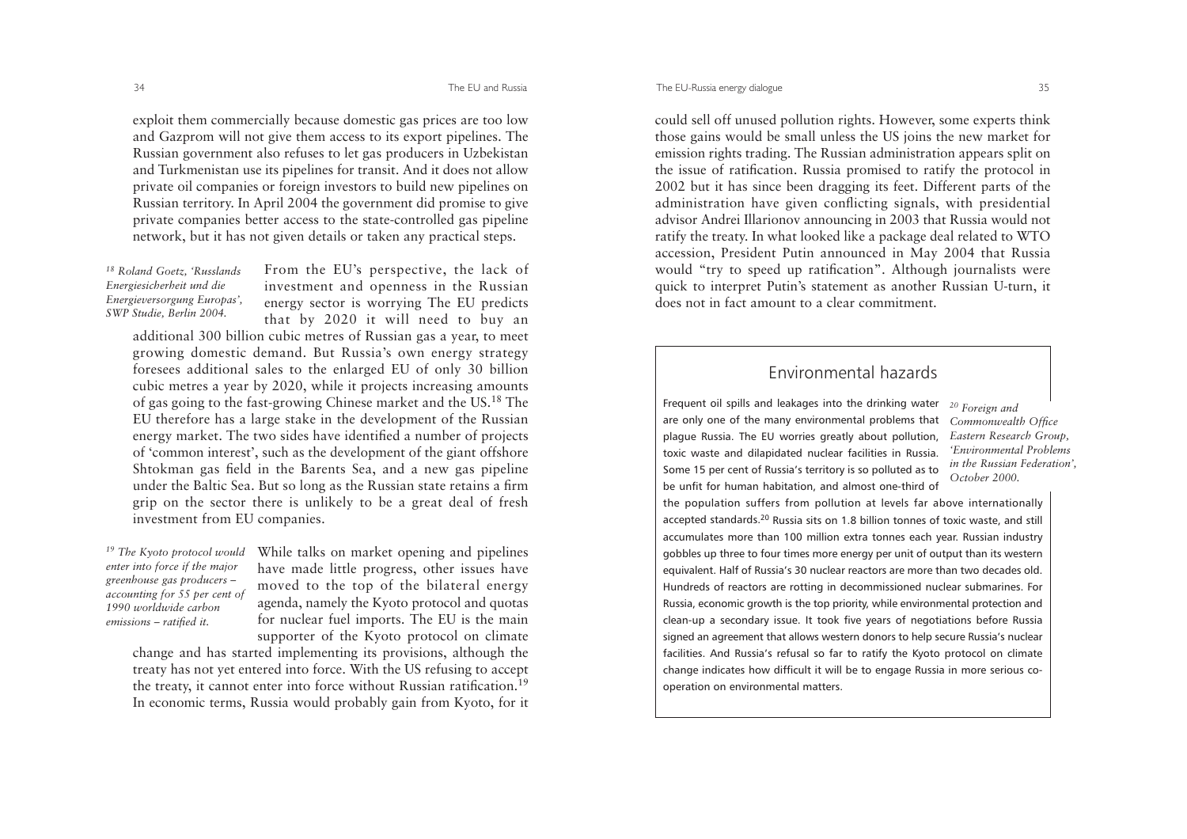exploit them commercially because domestic gas prices are too low and Gazprom will not give them access to its export pipelines. The Russian government also refuses to let gas producers in Uzbekistan and Turkmenistan use its pipelines for transit. And it does not allow private oil companies or foreign investors to build new pipelines on Russian territory. In April 2004 the government did promise to give private companies better access to the state-controlled gas pipeline network, but it has not given details or taken any practical steps.

From the EU's perspective, the lack of investment and openness in the Russian energy sector is worrying The EU predicts that by 2020 it will need to buy an additional 300 billion cubic metres of Russian gas a year, to meet growing domestic demand. But Russia's own energy strategy foresees additional sales to the enlarged EU of only 30 billion cubic metres a year by 2020, while it projects increasing amounts of gas going to the fast-growing Chinese market and the US.[18] The EU therefore has a large stake in the development of the Russian energy market. The two sides have identified a number of projects of 'common interest', such as the development of the giant offshore Shtokman gas field in the Barents Sea, and a new gas pipeline under the Baltic Sea. But so long as the Russian state retains a firm grip on the sector there is unlikely to be a great deal of fresh investment from EU companies.

*[18] Roland Goetz, 'Russlands Energiesicherheit und die Energieversorgung Europas', SWP Studie, Berlin 2004.*

While talks on market opening and pipelines have made little progress, other issues have moved to the top of the bilateral energy agenda, namely the Kyoto protocol and quotas for nuclear fuel imports. The EU is the main supporter of the Kyoto protocol on climate change and has started implementing its provisions, although the treaty has not yet entered into force. With the US refusing to accept the treaty, it cannot enter into force without Russian ratification.[19] In economic terms, Russia would probably gain from Kyoto, for it could sell off unused pollution rights. However, some experts think those gains would be small unless the US joins the new market for emission rights trading. The Russian administration appears split on the issue of ratification. Russia promised to ratify the protocol in 2002 but it has since been dragging its feet. Different parts of the administration have given conflicting signals, with presidential advisor Andrei Illarionov announcing in 2003 that Russia would not ratify the treaty. In what looked like a package deal related to WTO accession, President Putin announced in May 2004 that Russia would "try to speed up ratification". Although journalists were quick to interpret Putin's statement as another Russian U-turn, it does not in fact amount to a clear commitment.

*[19] The Kyoto protocol would enter into force if the major greenhouse gas producers – accounting for 55 per cent of 1990 worldwide carbon emissions – ratified it.*

## Environmental hazards

Frequent oil spills and leakages into the drinking water are only one of the many environmental problems that plague Russia. The EU worries greatly about pollution, toxic waste and dilapidated nuclear facilities in Russia. Some 15 per cent of Russia's territory is so polluted as to be unfit for human habitation, and almost one-third of the population suffers from pollution at levels far above internationally accepted standards.[20] Russia sits on 1.8 billion tonnes of toxic waste, and still accumulates more than 100 million extra tonnes each year. Russian industry gobbles up three to four times more energy per unit of output than its western equivalent. Half of Russia's 30 nuclear reactors are more than two decades old. Hundreds of reactors are rotting in decommissioned nuclear submarines. For Russia, economic growth is the top priority, while environmental protection and clean-up a secondary issue. It took five years of negotiations before Russia signed an agreement that allows western donors to help secure Russia's nuclear facilities. And Russia's refusal so far to ratify the Kyoto protocol on climate change indicates how difficult it will be to engage Russia in more serious co-operation on environmental matters.

*[20] Foreign and Commonwealth Office Eastern Research Group, 'Environmental Problems in the Russian Federation', October 2000.*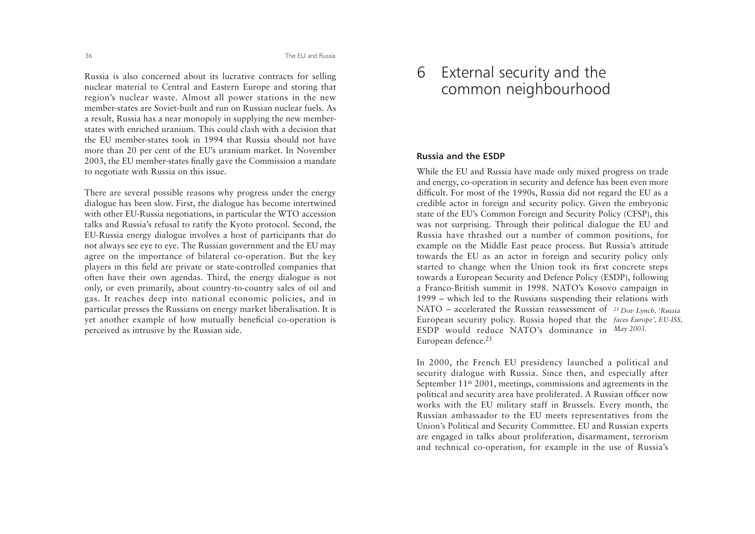Russia is also concerned about its lucrative contracts for selling nuclear material to Central and Eastern Europe and storing that region's nuclear waste. Almost all power stations in the new member-states are Soviet-built and run on Russian nuclear fuels. As a result, Russia has a near monopoly in supplying the new member-states with enriched uranium. This could clash with a decision that the EU member-states took in 1994 that Russia should not have more than 20 per cent of the EU's uranium market. In November 2003, the EU member-states finally gave the Commission a mandate to negotiate with Russia on this issue.

There are several possible reasons why progress under the energy dialogue has been slow. First, the dialogue has become intertwined with other EU-Russia negotiations, in particular the WTO accession talks and Russia's refusal to ratify the Kyoto protocol. Second, the EU-Russia energy dialogue involves a host of participants that do not always see eye to eye. The Russian government and the EU may agree on the importance of bilateral co-operation. But the key players in this field are private or state-controlled companies that often have their own agendas. Third, the energy dialogue is not only, or even primarily, about country-to-country sales of oil and gas. It reaches deep into national economic policies, and in particular presses the Russians on energy market liberalisation. It is yet another example of how mutually beneficial co-operation is perceived as intrusive by the Russian side.

# 6 External security and the common neighbourhood

## Russia and the ESDP

While the EU and Russia have made only mixed progress on trade and energy, co-operation in security and defence has been even more difficult. For most of the 1990s, Russia did not regard the EU as a credible actor in foreign and security policy. Given the embryonic state of the EU's Common Foreign and Security Policy (CFSP), this was not surprising. Through their political dialogue the EU and Russia have thrashed out a number of common positions, for example on the Middle East peace process. But Russia's attitude towards the EU as an actor in foreign and security policy only started to change when the Union took its first concrete steps towards a European Security and Defence Policy (ESDP), following a Franco-British summit in 1998. NATO's Kosovo campaign in 1999 – which led to the Russians suspending their relations with NATO – accelerated the Russian reassessment of European security policy. Russia hoped that the ESDP would reduce NATO's dominance in European defence.[21]

[21] *Dov Lynch, 'Russia faces Europe', EU-ISS, May 2003.*

In 2000, the French EU presidency launched a political and security dialogue with Russia. Since then, and especially after September 11th 2001, meetings, commissions and agreements in the political and security area have proliferated. A Russian officer now works with the EU military staff in Brussels. Every month, the Russian ambassador to the EU meets representatives from the Union's Political and Security Committee. EU and Russian experts are engaged in talks about proliferation, disarmament, terrorism and technical co-operation, for example in the use of Russia's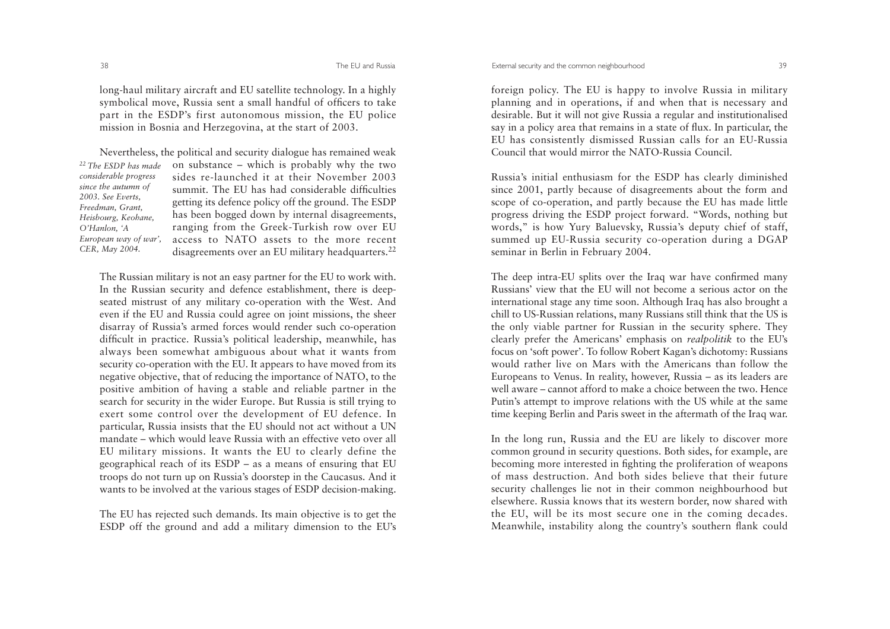long-haul military aircraft and EU satellite technology. In a highly symbolical move, Russia sent a small handful of officers to take part in the ESDP's first autonomous mission, the EU police mission in Bosnia and Herzegovina, at the start of 2003.

Nevertheless, the political and security dialogue has remained weak on substance – which is probably why the two sides re-launched it at their November 2003 summit. The EU has had considerable difficulties getting its defence policy off the ground. The ESDP has been bogged down by internal disagreements, ranging from the Greek-Turkish row over EU access to NATO assets to the more recent disagreements over an EU military headquarters.[22]

[22] *The ESDP has made considerable progress since the autumn of 2003. See Everts, Freedman, Grant, Heisbourg, Keohane, O'Hanlon, 'A European way of war', CER, May 2004.*

The Russian military is not an easy partner for the EU to work with. In the Russian security and defence establishment, there is deep-seated mistrust of any military co-operation with the West. And even if the EU and Russia could agree on joint missions, the sheer disarray of Russia's armed forces would render such co-operation difficult in practice. Russia's political leadership, meanwhile, has always been somewhat ambiguous about what it wants from security co-operation with the EU. It appears to have moved from its negative objective, that of reducing the importance of NATO, to the positive ambition of having a stable and reliable partner in the search for security in the wider Europe. But Russia is still trying to exert some control over the development of EU defence. In particular, Russia insists that the EU should not act without a UN mandate – which would leave Russia with an effective veto over all EU military missions. It wants the EU to clearly define the geographical reach of its ESDP – as a means of ensuring that EU troops do not turn up on Russia's doorstep in the Caucasus. And it wants to be involved at the various stages of ESDP decision-making.

The EU has rejected such demands. Its main objective is to get the ESDP off the ground and add a military dimension to the EU's foreign policy. The EU is happy to involve Russia in military planning and in operations, if and when that is necessary and desirable. But it will not give Russia a regular and institutionalised say in a policy area that remains in a state of flux. In particular, the EU has consistently dismissed Russian calls for an EU-Russia Council that would mirror the NATO-Russia Council.

Russia's initial enthusiasm for the ESDP has clearly diminished since 2001, partly because of disagreements about the form and scope of co-operation, and partly because the EU has made little progress driving the ESDP project forward. "Words, nothing but words," is how Yury Baluevsky, Russia's deputy chief of staff, summed up EU-Russia security co-operation during a DGAP seminar in Berlin in February 2004.

The deep intra-EU splits over the Iraq war have confirmed many Russians' view that the EU will not become a serious actor on the international stage any time soon. Although Iraq has also brought a chill to US-Russian relations, many Russians still think that the US is the only viable partner for Russian in the security sphere. They clearly prefer the Americans' emphasis on *realpolitik* to the EU's focus on 'soft power'. To follow Robert Kagan's dichotomy: Russians would rather live on Mars with the Americans than follow the Europeans to Venus. In reality, however, Russia – as its leaders are well aware – cannot afford to make a choice between the two. Hence Putin's attempt to improve relations with the US while at the same time keeping Berlin and Paris sweet in the aftermath of the Iraq war.

In the long run, Russia and the EU are likely to discover more common ground in security questions. Both sides, for example, are becoming more interested in fighting the proliferation of weapons of mass destruction. And both sides believe that their future security challenges lie not in their common neighbourhood but elsewhere. Russia knows that its western border, now shared with the EU, will be its most secure one in the coming decades. Meanwhile, instability along the country's southern flank could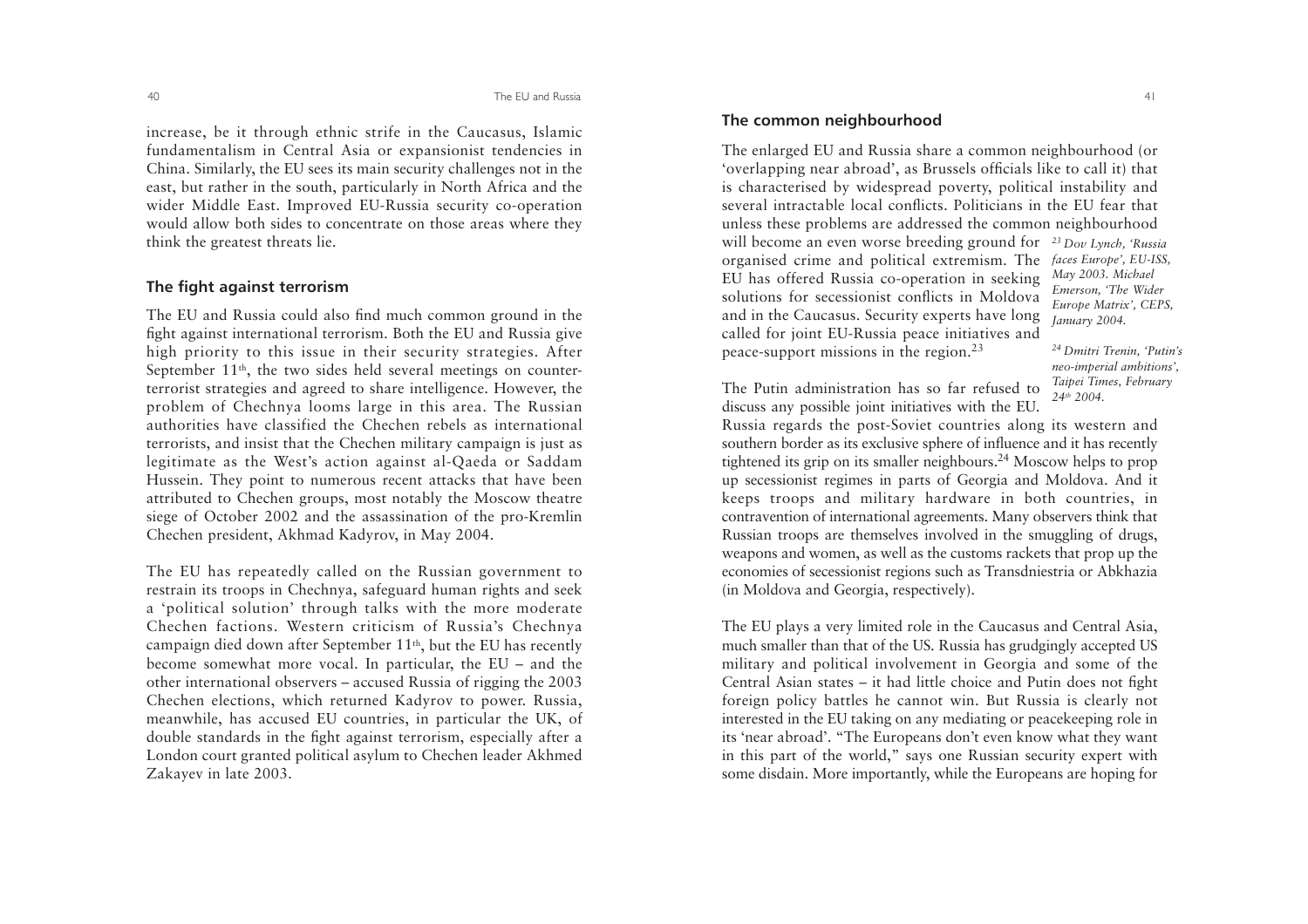increase, be it through ethnic strife in the Caucasus, Islamic fundamentalism in Central Asia or expansionist tendencies in China. Similarly, the EU sees its main security challenges not in the east, but rather in the south, particularly in North Africa and the wider Middle East. Improved EU-Russia security co-operation would allow both sides to concentrate on those areas where they think the greatest threats lie.

### The fight against terrorism

The EU and Russia could also find much common ground in the fight against international terrorism. Both the EU and Russia give high priority to this issue in their security strategies. After September 11th, the two sides held several meetings on counter-terrorist strategies and agreed to share intelligence. However, the problem of Chechnya looms large in this area. The Russian authorities have classified the Chechen rebels as international terrorists, and insist that the Chechen military campaign is just as legitimate as the West's action against al-Qaeda or Saddam Hussein. They point to numerous recent attacks that have been attributed to Chechen groups, most notably the Moscow theatre siege of October 2002 and the assassination of the pro-Kremlin Chechen president, Akhmad Kadyrov, in May 2004.

The EU has repeatedly called on the Russian government to restrain its troops in Chechnya, safeguard human rights and seek a 'political solution' through talks with the more moderate Chechen factions. Western criticism of Russia's Chechnya campaign died down after September 11th, but the EU has recently become somewhat more vocal. In particular, the EU – and the other international observers – accused Russia of rigging the 2003 Chechen elections, which returned Kadyrov to power. Russia, meanwhile, has accused EU countries, in particular the UK, of double standards in the fight against terrorism, especially after a London court granted political asylum to Chechen leader Akhmed Zakayev in late 2003.

### The common neighbourhood

The enlarged EU and Russia share a common neighbourhood (or 'overlapping near abroad', as Brussels officials like to call it) that is characterised by widespread poverty, political instability and several intractable local conflicts. Politicians in the EU fear that unless these problems are addressed the common neighbourhood will become an even worse breeding ground for organised crime and political extremism. The EU has offered Russia co-operation in seeking solutions for secessionist conflicts in Moldova and in the Caucasus. Security experts have long called for joint EU-Russia peace initiatives and peace-support missions in the region.[23]

The Putin administration has so far refused to discuss any possible joint initiatives with the EU. Russia regards the post-Soviet countries along its western and southern border as its exclusive sphere of influence and it has recently tightened its grip on its smaller neighbours.[24] Moscow helps to prop up secessionist regimes in parts of Georgia and Moldova. And it keeps troops and military hardware in both countries, in contravention of international agreements. Many observers think that Russian troops are themselves involved in the smuggling of drugs, weapons and women, as well as the customs rackets that prop up the economies of secessionist regions such as Transdniestria or Abkhazia (in Moldova and Georgia, respectively).

The EU plays a very limited role in the Caucasus and Central Asia, much smaller than that of the US. Russia has grudgingly accepted US military and political involvement in Georgia and some of the Central Asian states – it had little choice and Putin does not fight foreign policy battles he cannot win. But Russia is clearly not interested in the EU taking on any mediating or peacekeeping role in its 'near abroad'. "The Europeans don't even know what they want in this part of the world," says one Russian security expert with some disdain. More importantly, while the Europeans are hoping for

*[23] Dov Lynch, 'Russia faces Europe', EU-ISS, May 2003. Michael Emerson, 'The Wider Europe Matrix', CEPS, January 2004.*

*[24] Dmitri Trenin, 'Putin's neo-imperial ambitions', Taipei Times, February 24th 2004.*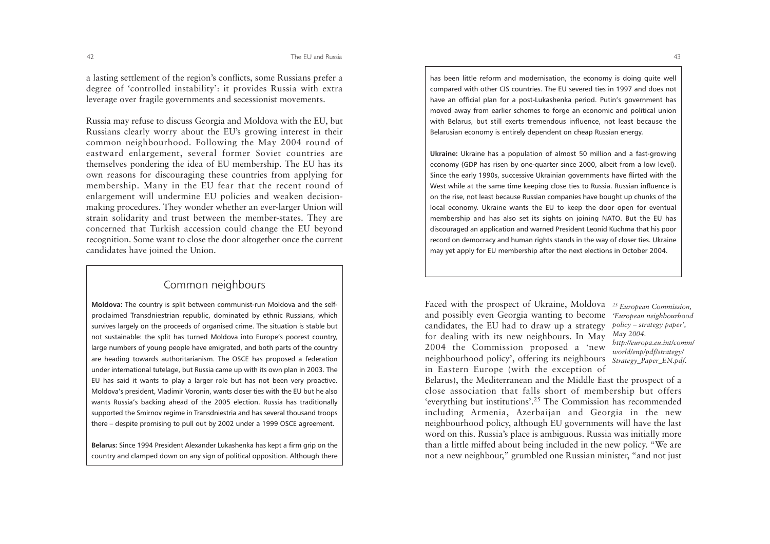a lasting settlement of the region's conflicts, some Russians prefer a degree of 'controlled instability': it provides Russia with extra leverage over fragile governments and secessionist movements.

Russia may refuse to discuss Georgia and Moldova with the EU, but Russians clearly worry about the EU's growing interest in their common neighbourhood. Following the May 2004 round of eastward enlargement, several former Soviet countries are themselves pondering the idea of EU membership. The EU has its own reasons for discouraging these countries from applying for membership. Many in the EU fear that the recent round of enlargement will undermine EU policies and weaken decision-making procedures. They wonder whether an ever-larger Union will strain solidarity and trust between the member-states. They are concerned that Turkish accession could change the EU beyond recognition. Some want to close the door altogether once the current candidates have joined the Union.

## Common neighbours

**Moldova:** The country is split between communist-run Moldova and the self-proclaimed Transdniestrian republic, dominated by ethnic Russians, which survives largely on the proceeds of organised crime. The situation is stable but not sustainable: the split has turned Moldova into Europe's poorest country, large numbers of young people have emigrated, and both parts of the country are heading towards authoritarianism. The OSCE has proposed a federation under international tutelage, but Russia came up with its own plan in 2003. The EU has said it wants to play a larger role but has not been very proactive. Moldova's president, Vladimir Voronin, wants closer ties with the EU but he also wants Russia's backing ahead of the 2005 election. Russia has traditionally supported the Smirnov regime in Transdniestria and has several thousand troops there – despite promising to pull out by 2002 under a 1999 OSCE agreement.

**Belarus:** Since 1994 President Alexander Lukashenka has kept a firm grip on the country and clamped down on any sign of political opposition. Although there has been little reform and modernisation, the economy is doing quite well compared with other CIS countries. The EU severed ties in 1997 and does not have an official plan for a post-Lukashenka period. Putin's government has moved away from earlier schemes to forge an economic and political union with Belarus, but still exerts tremendous influence, not least because the Belarusian economy is entirely dependent on cheap Russian energy.

**Ukraine:** Ukraine has a population of almost 50 million and a fast-growing economy (GDP has risen by one-quarter since 2000, albeit from a low level). Since the early 1990s, successive Ukrainian governments have flirted with the West while at the same time keeping close ties to Russia. Russian influence is on the rise, not least because Russian companies have bought up chunks of the local economy. Ukraine wants the EU to keep the door open for eventual membership and has also set its sights on joining NATO. But the EU has discouraged an application and warned President Leonid Kuchma that his poor record on democracy and human rights stands in the way of closer ties. Ukraine may yet apply for EU membership after the next elections in October 2004.

Faced with the prospect of Ukraine, Moldova and possibly even Georgia wanting to become candidates, the EU had to draw up a strategy for dealing with its new neighbours. In May 2004 the Commission proposed a 'new neighbourhood policy', offering its neighbours in Eastern Europe (with the exception of Belarus), the Mediterranean and the Middle East the prospect of a close association that falls short of membership but offers 'everything but institutions'.[25] The Commission has recommended including Armenia, Azerbaijan and Georgia in the new neighbourhood policy, although EU governments will have the last word on this. Russia's place is ambiguous. Russia was initially more than a little miffed about being included in the new policy. "We are not a new neighbour," grumbled one Russian minister, "and not just

[25] *European Commission, 'European neighbourhood policy – strategy paper', May 2004. http://europa.eu.int/comm/world/enp/pdf/strategy/Strategy_Paper_EN.pdf.*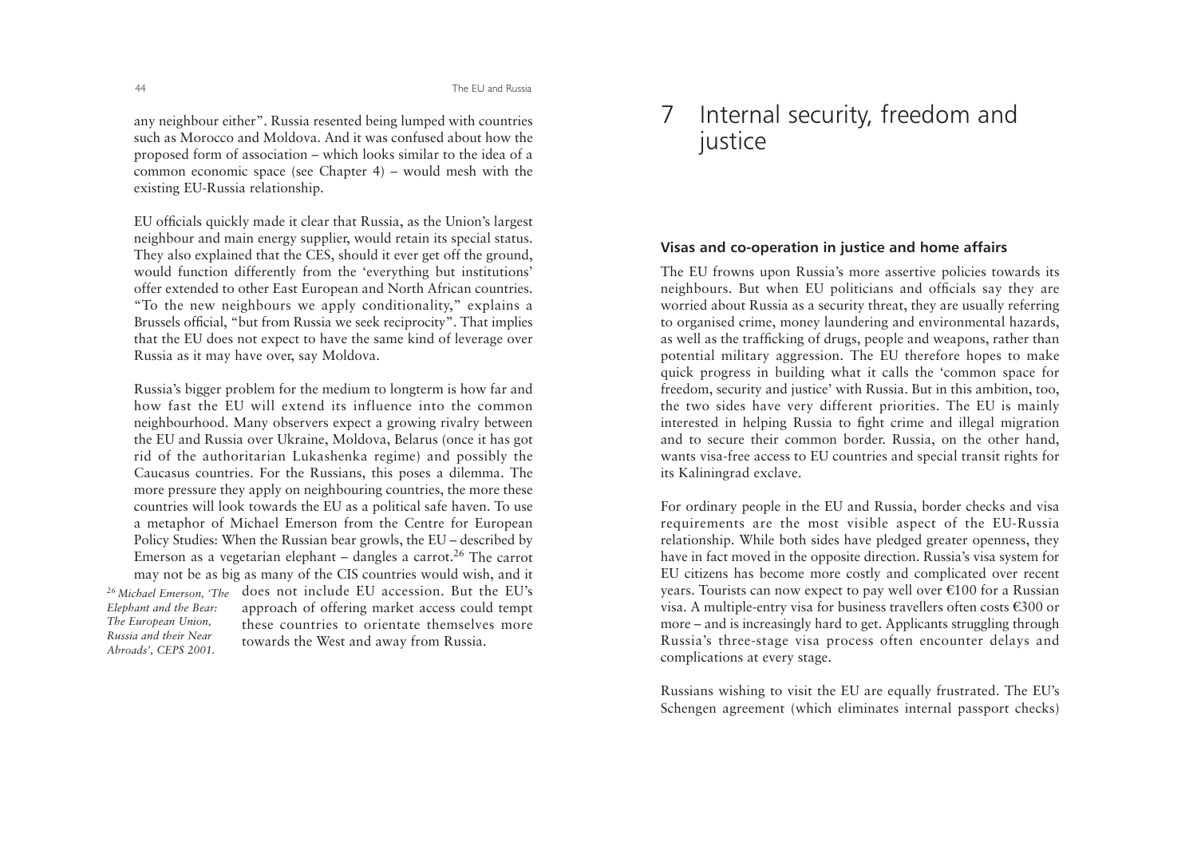any neighbour either". Russia resented being lumped with countries such as Morocco and Moldova. And it was confused about how the proposed form of association – which looks similar to the idea of a common economic space (see Chapter 4) – would mesh with the existing EU-Russia relationship.

EU officials quickly made it clear that Russia, as the Union's largest neighbour and main energy supplier, would retain its special status. They also explained that the CES, should it ever get off the ground, would function differently from the 'everything but institutions' offer extended to other East European and North African countries. "To the new neighbours we apply conditionality," explains a Brussels official, "but from Russia we seek reciprocity". That implies that the EU does not expect to have the same kind of leverage over Russia as it may have over, say Moldova.

Russia's bigger problem for the medium to longterm is how far and how fast the EU will extend its influence into the common neighbourhood. Many observers expect a growing rivalry between the EU and Russia over Ukraine, Moldova, Belarus (once it has got rid of the authoritarian Lukashenka regime) and possibly the Caucasus countries. For the Russians, this poses a dilemma. The more pressure they apply on neighbouring countries, the more these countries will look towards the EU as a political safe haven. To use a metaphor of Michael Emerson from the Centre for European Policy Studies: When the Russian bear growls, the EU – described by Emerson as a vegetarian elephant – dangles a carrot.[26] The carrot may not be as big as many of the CIS countries would wish, and it does not include EU accession. But the EU's approach of offering market access could tempt these countries to orientate themselves more towards the West and away from Russia.

[26] *Michael Emerson, 'The Elephant and the Bear: The European Union, Russia and their Near Abroads', CEPS 2001.*

# 7 Internal security, freedom and justice

## Visas and co-operation in justice and home affairs

The EU frowns upon Russia's more assertive policies towards its neighbours. But when EU politicians and officials say they are worried about Russia as a security threat, they are usually referring to organised crime, money laundering and environmental hazards, as well as the trafficking of drugs, people and weapons, rather than potential military aggression. The EU therefore hopes to make quick progress in building what it calls the 'common space for freedom, security and justice' with Russia. But in this ambition, too, the two sides have very different priorities. The EU is mainly interested in helping Russia to fight crime and illegal migration and to secure their common border. Russia, on the other hand, wants visa-free access to EU countries and special transit rights for its Kaliningrad exclave.

For ordinary people in the EU and Russia, border checks and visa requirements are the most visible aspect of the EU-Russia relationship. While both sides have pledged greater openness, they have in fact moved in the opposite direction. Russia's visa system for EU citizens has become more costly and complicated over recent years. Tourists can now expect to pay well over €100 for a Russian visa. A multiple-entry visa for business travellers often costs €300 or more – and is increasingly hard to get. Applicants struggling through Russia's three-stage visa process often encounter delays and complications at every stage.

Russians wishing to visit the EU are equally frustrated. The EU's Schengen agreement (which eliminates internal passport checks)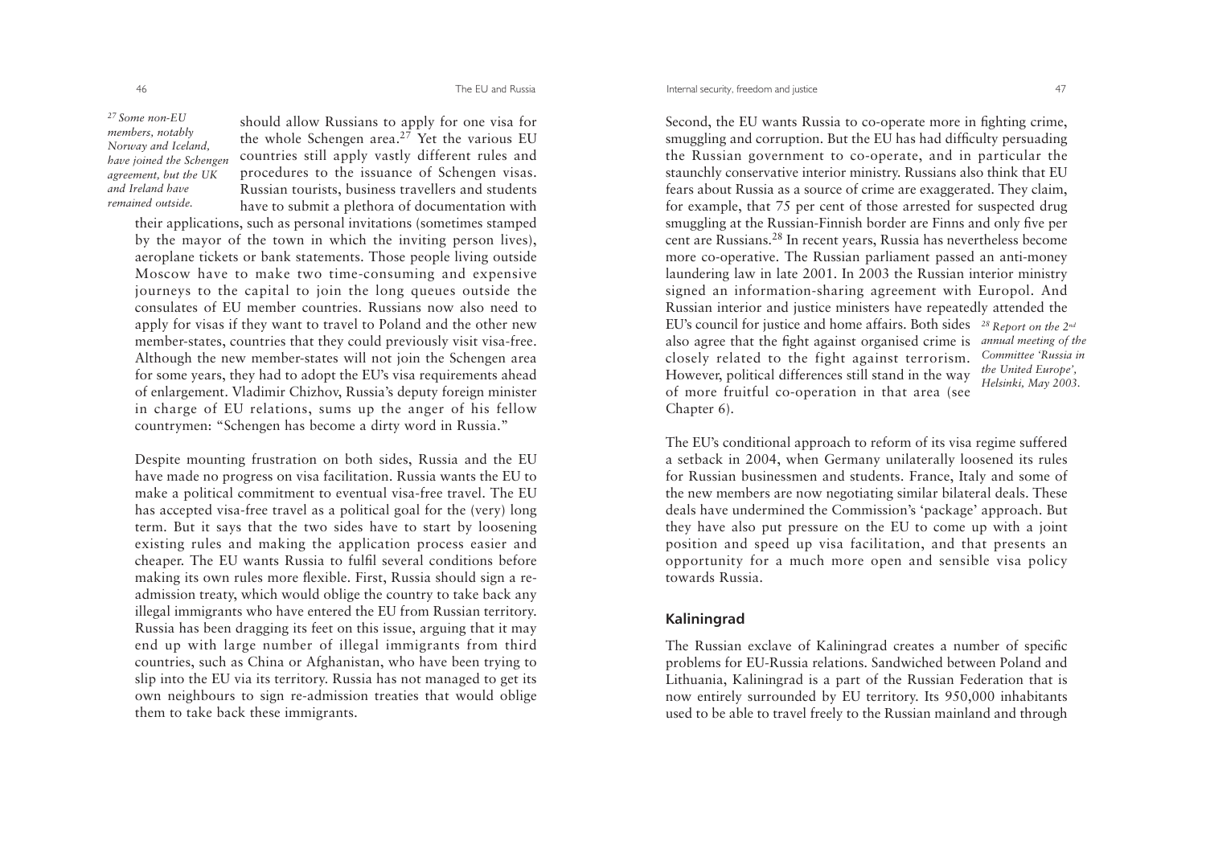should allow Russians to apply for one visa for the whole Schengen area.[27] Yet the various EU countries still apply vastly different rules and procedures to the issuance of Schengen visas. Russian tourists, business travellers and students have to submit a plethora of documentation with their applications, such as personal invitations (sometimes stamped by the mayor of the town in which the inviting person lives), aeroplane tickets or bank statements. Those people living outside Moscow have to make two time-consuming and expensive journeys to the capital to join the long queues outside the consulates of EU member countries. Russians now also need to apply for visas if they want to travel to Poland and the other new member-states, countries that they could previously visit visa-free. Although the new member-states will not join the Schengen area for some years, they had to adopt the EU's visa requirements ahead of enlargement. Vladimir Chizhov, Russia's deputy foreign minister in charge of EU relations, sums up the anger of his fellow countrymen: "Schengen has become a dirty word in Russia."

*[27] Some non-EU members, notably Norway and Iceland, have joined the Schengen agreement, but the UK and Ireland have remained outside.*

Despite mounting frustration on both sides, Russia and the EU have made no progress on visa facilitation. Russia wants the EU to make a political commitment to eventual visa-free travel. The EU has accepted visa-free travel as a political goal for the (very) long term. But it says that the two sides have to start by loosening existing rules and making the application process easier and cheaper. The EU wants Russia to fulfil several conditions before making its own rules more flexible. First, Russia should sign a re-admission treaty, which would oblige the country to take back any illegal immigrants who have entered the EU from Russian territory. Russia has been dragging its feet on this issue, arguing that it may end up with large number of illegal immigrants from third countries, such as China or Afghanistan, who have been trying to slip into the EU via its territory. Russia has not managed to get its own neighbours to sign re-admission treaties that would oblige them to take back these immigrants.

Second, the EU wants Russia to co-operate more in fighting crime, smuggling and corruption. But the EU has had difficulty persuading the Russian government to co-operate, and in particular the staunchly conservative interior ministry. Russians also think that EU fears about Russia as a source of crime are exaggerated. They claim, for example, that 75 per cent of those arrested for suspected drug smuggling at the Russian-Finnish border are Finns and only five per cent are Russians.[28] In recent years, Russia has nevertheless become more co-operative. The Russian parliament passed an anti-money laundering law in late 2001. In 2003 the Russian interior ministry signed an information-sharing agreement with Europol. And Russian interior and justice ministers have repeatedly attended the EU's council for justice and home affairs. Both sides also agree that the fight against organised crime is closely related to the fight against terrorism. However, political differences still stand in the way of more fruitful co-operation in that area (see Chapter 6).

*[28] Report on the 2nd annual meeting of the Committee 'Russia in the United Europe', Helsinki, May 2003.*

The EU's conditional approach to reform of its visa regime suffered a setback in 2004, when Germany unilaterally loosened its rules for Russian businessmen and students. France, Italy and some of the new members are now negotiating similar bilateral deals. These deals have undermined the Commission's 'package' approach. But they have also put pressure on the EU to come up with a joint position and speed up visa facilitation, and that presents an opportunity for a much more open and sensible visa policy towards Russia.

## Kaliningrad

The Russian exclave of Kaliningrad creates a number of specific problems for EU-Russia relations. Sandwiched between Poland and Lithuania, Kaliningrad is a part of the Russian Federation that is now entirely surrounded by EU territory. Its 950,000 inhabitants used to be able to travel freely to the Russian mainland and through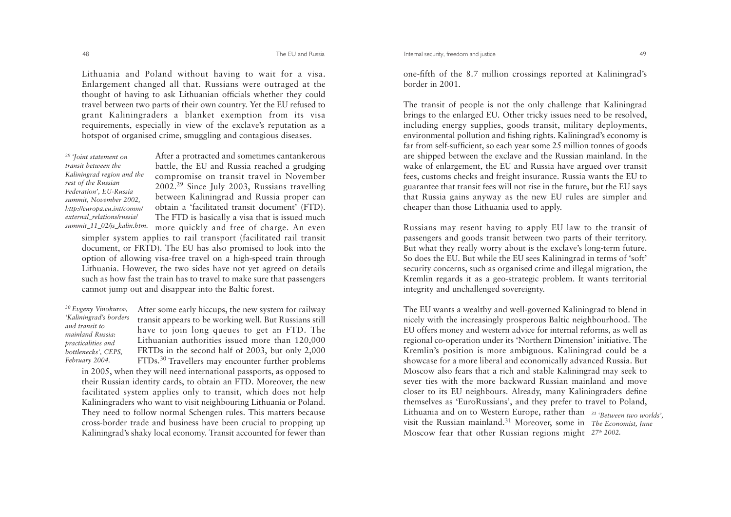Lithuania and Poland without having to wait for a visa. Enlargement changed all that. Russians were outraged at the thought of having to ask Lithuanian officials whether they could travel between two parts of their own country. Yet the EU refused to grant Kaliningraders a blanket exemption from its visa requirements, especially in view of the exclave's reputation as a hotspot of organised crime, smuggling and contagious diseases.

After a protracted and sometimes cantankerous battle, the EU and Russia reached a grudging compromise on transit travel in November 2002.[29] Since July 2003, Russians travelling between Kaliningrad and Russia proper can obtain a 'facilitated transit document' (FTD). The FTD is basically a visa that is issued much more quickly and free of charge. An even simpler system applies to rail transport (facilitated rail transit document, or FRTD). The EU has also promised to look into the option of allowing visa-free travel on a high-speed train through Lithuania. However, the two sides have not yet agreed on details such as how fast the train has to travel to make sure that passengers cannot jump out and disappear into the Baltic forest.

*[29] 'Joint statement on transit between the Kaliningrad region and the rest of the Russian Federation', EU-Russia summit, November 2002, http://europa.eu.int/comm/external_relations/russia/summit_11_02/js_kalin.htm.*

After some early hiccups, the new system for railway transit appears to be working well. But Russians still have to join long queues to get an FTD. The Lithuanian authorities issued more than 120,000 FRTDs in the second half of 2003, but only 2,000 FTDs.[30] Travellers may encounter further problems in 2005, when they will need international passports, as opposed to their Russian identity cards, to obtain an FTD. Moreover, the new facilitated system applies only to transit, which does not help Kaliningraders who want to visit neighbouring Lithuania or Poland. They need to follow normal Schengen rules. This matters because cross-border trade and business have been crucial to propping up Kaliningrad's shaky local economy. Transit accounted for fewer than one-fifth of the 8.7 million crossings reported at Kaliningrad's border in 2001.

*[30] Evgeny Vinokurov, 'Kaliningrad's borders and transit to mainland Russia: practicalities and bottlenecks', CEPS, February 2004.*

The transit of people is not the only challenge that Kaliningrad brings to the enlarged EU. Other tricky issues need to be resolved, including energy supplies, goods transit, military deployments, environmental pollution and fishing rights. Kaliningrad's economy is far from self-sufficient, so each year some 25 million tonnes of goods are shipped between the exclave and the Russian mainland. In the wake of enlargement, the EU and Russia have argued over transit fees, customs checks and freight insurance. Russia wants the EU to guarantee that transit fees will not rise in the future, but the EU says that Russia gains anyway as the new EU rules are simpler and cheaper than those Lithuania used to apply.

Russians may resent having to apply EU law to the transit of passengers and goods transit between two parts of their territory. But what they really worry about is the exclave's long-term future. So does the EU. But while the EU sees Kaliningrad in terms of 'soft' security concerns, such as organised crime and illegal migration, the Kremlin regards it as a geo-strategic problem. It wants territorial integrity and unchallenged sovereignty.

The EU wants a wealthy and well-governed Kaliningrad to blend in nicely with the increasingly prosperous Baltic neighbourhood. The EU offers money and western advice for internal reforms, as well as regional co-operation under its 'Northern Dimension' initiative. The Kremlin's position is more ambiguous. Kaliningrad could be a showcase for a more liberal and economically advanced Russia. But Moscow also fears that a rich and stable Kaliningrad may seek to sever ties with the more backward Russian mainland and move closer to its EU neighbours. Already, many Kaliningraders define themselves as 'EuroRussians', and they prefer to travel to Poland, Lithuania and on to Western Europe, rather than visit the Russian mainland.[31] Moreover, some in Moscow fear that other Russian regions might

*[31] 'Between two worlds', The Economist, June 27th 2002.*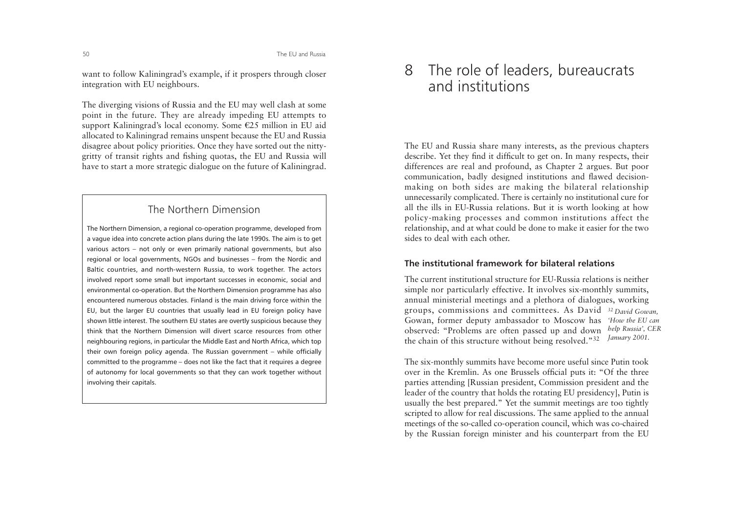want to follow Kaliningrad's example, if it prospers through closer integration with EU neighbours.

The diverging visions of Russia and the EU may well clash at some point in the future. They are already impeding EU attempts to support Kaliningrad's local economy. Some €25 million in EU aid allocated to Kaliningrad remains unspent because the EU and Russia disagree about policy priorities. Once they have sorted out the nitty-gritty of transit rights and fishing quotas, the EU and Russia will have to start a more strategic dialogue on the future of Kaliningrad.

> **The Northern Dimension**
>
> The Northern Dimension, a regional co-operation programme, developed from a vague idea into concrete action plans during the late 1990s. The aim is to get various actors – not only or even primarily national governments, but also regional or local governments, NGOs and businesses – from the Nordic and Baltic countries, and north-western Russia, to work together. The actors involved report some small but important successes in economic, social and environmental co-operation. But the Northern Dimension programme has also encountered numerous obstacles. Finland is the main driving force within the EU, but the larger EU countries that usually lead in EU foreign policy have shown little interest. The southern EU states are overtly suspicious because they think that the Northern Dimension will divert scarce resources from other neighbouring regions, in particular the Middle East and North Africa, which top their own foreign policy agenda. The Russian government – while officially committed to the programme – does not like the fact that it requires a degree of autonomy for local governments so that they can work together without involving their capitals.

# 8 The role of leaders, bureaucrats and institutions

The EU and Russia share many interests, as the previous chapters describe. Yet they find it difficult to get on. In many respects, their differences are real and profound, as Chapter 2 argues. But poor communication, badly designed institutions and flawed decision-making on both sides are making the bilateral relationship unnecessarily complicated. There is certainly no institutional cure for all the ills in EU-Russia relations. But it is worth looking at how policy-making processes and common institutions affect the relationship, and at what could be done to make it easier for the two sides to deal with each other.

## The institutional framework for bilateral relations

The current institutional structure for EU-Russia relations is neither simple nor particularly effective. It involves six-monthly summits, annual ministerial meetings and a plethora of dialogues, working groups, commissions and committees. As David Gowan, former deputy ambassador to Moscow has observed: "Problems are often passed up and down the chain of this structure without being resolved."[32]

[32] *David Gowan, 'How the EU can help Russia', CER January 2001.*

The six-monthly summits have become more useful since Putin took over in the Kremlin. As one Brussels official puts it: "Of the three parties attending [Russian president, Commission president and the leader of the country that holds the rotating EU presidency], Putin is usually the best prepared." Yet the summit meetings are too tightly scripted to allow for real discussions. The same applied to the annual meetings of the so-called co-operation council, which was co-chaired by the Russian foreign minister and his counterpart from the EU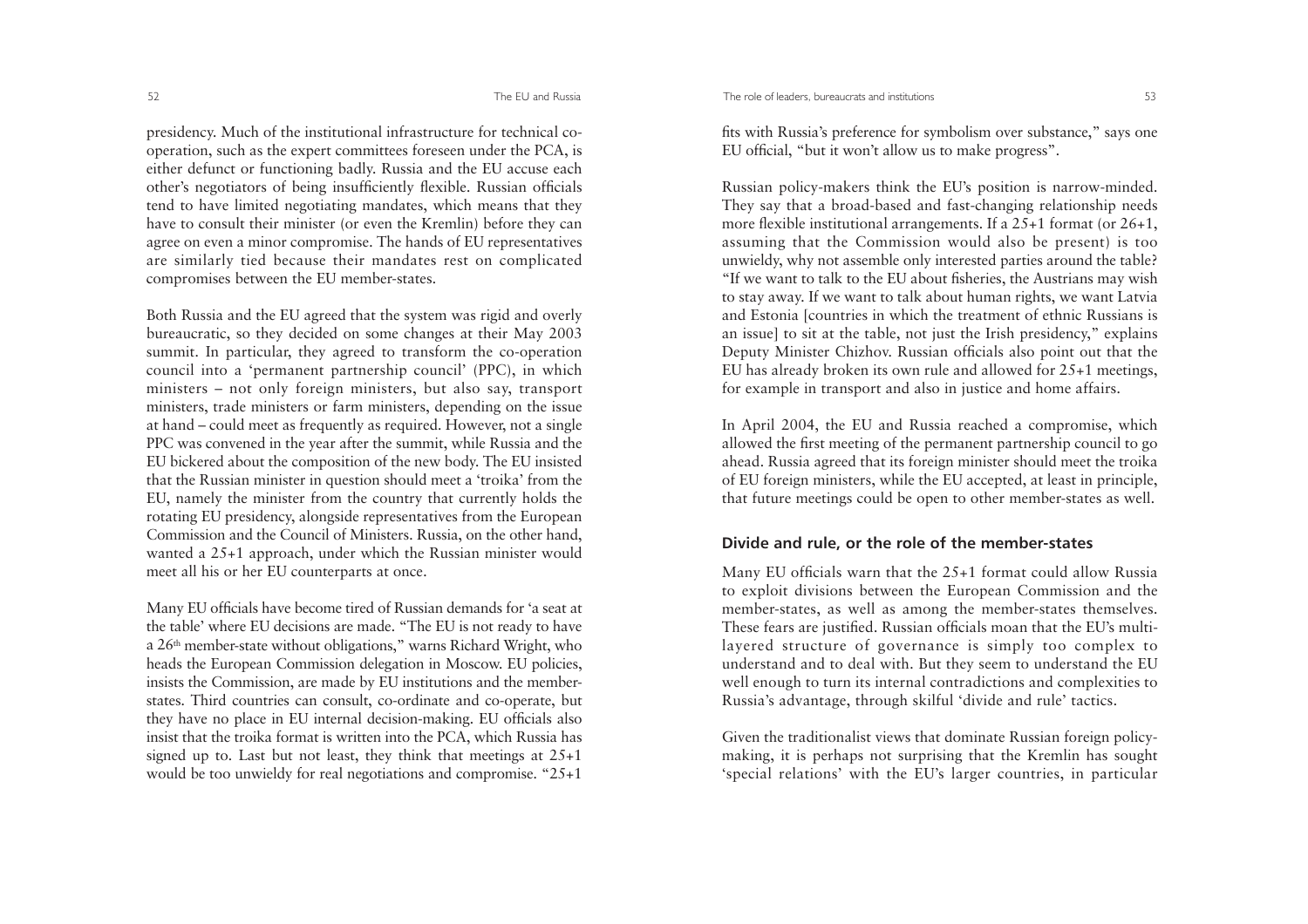presidency. Much of the institutional infrastructure for technical co-operation, such as the expert committees foreseen under the PCA, is either defunct or functioning badly. Russia and the EU accuse each other's negotiators of being insufficiently flexible. Russian officials tend to have limited negotiating mandates, which means that they have to consult their minister (or even the Kremlin) before they can agree on even a minor compromise. The hands of EU representatives are similarly tied because their mandates rest on complicated compromises between the EU member-states.

Both Russia and the EU agreed that the system was rigid and overly bureaucratic, so they decided on some changes at their May 2003 summit. In particular, they agreed to transform the co-operation council into a 'permanent partnership council' (PPC), in which ministers – not only foreign ministers, but also say, transport ministers, trade ministers or farm ministers, depending on the issue at hand – could meet as frequently as required. However, not a single PPC was convened in the year after the summit, while Russia and the EU bickered about the composition of the new body. The EU insisted that the Russian minister in question should meet a 'troika' from the EU, namely the minister from the country that currently holds the rotating EU presidency, alongside representatives from the European Commission and the Council of Ministers. Russia, on the other hand, wanted a 25+1 approach, under which the Russian minister would meet all his or her EU counterparts at once.

Many EU officials have become tired of Russian demands for 'a seat at the table' where EU decisions are made. "The EU is not ready to have a 26th member-state without obligations," warns Richard Wright, who heads the European Commission delegation in Moscow. EU policies, insists the Commission, are made by EU institutions and the member-states. Third countries can consult, co-ordinate and co-operate, but they have no place in EU internal decision-making. EU officials also insist that the troika format is written into the PCA, which Russia has signed up to. Last but not least, they think that meetings at 25+1 would be too unwieldy for real negotiations and compromise. "25+1 fits with Russia's preference for symbolism over substance," says one EU official, "but it won't allow us to make progress".

Russian policy-makers think the EU's position is narrow-minded. They say that a broad-based and fast-changing relationship needs more flexible institutional arrangements. If a 25+1 format (or 26+1, assuming that the Commission would also be present) is too unwieldy, why not assemble only interested parties around the table? "If we want to talk to the EU about fisheries, the Austrians may wish to stay away. If we want to talk about human rights, we want Latvia and Estonia [countries in which the treatment of ethnic Russians is an issue] to sit at the table, not just the Irish presidency," explains Deputy Minister Chizhov. Russian officials also point out that the EU has already broken its own rule and allowed for 25+1 meetings, for example in transport and also in justice and home affairs.

In April 2004, the EU and Russia reached a compromise, which allowed the first meeting of the permanent partnership council to go ahead. Russia agreed that its foreign minister should meet the troika of EU foreign ministers, while the EU accepted, at least in principle, that future meetings could be open to other member-states as well.

## Divide and rule, or the role of the member-states

Many EU officials warn that the 25+1 format could allow Russia to exploit divisions between the European Commission and the member-states, as well as among the member-states themselves. These fears are justified. Russian officials moan that the EU's multi-layered structure of governance is simply too complex to understand and to deal with. But they seem to understand the EU well enough to turn its internal contradictions and complexities to Russia's advantage, through skilful 'divide and rule' tactics.

Given the traditionalist views that dominate Russian foreign policy-making, it is perhaps not surprising that the Kremlin has sought 'special relations' with the EU's larger countries, in particular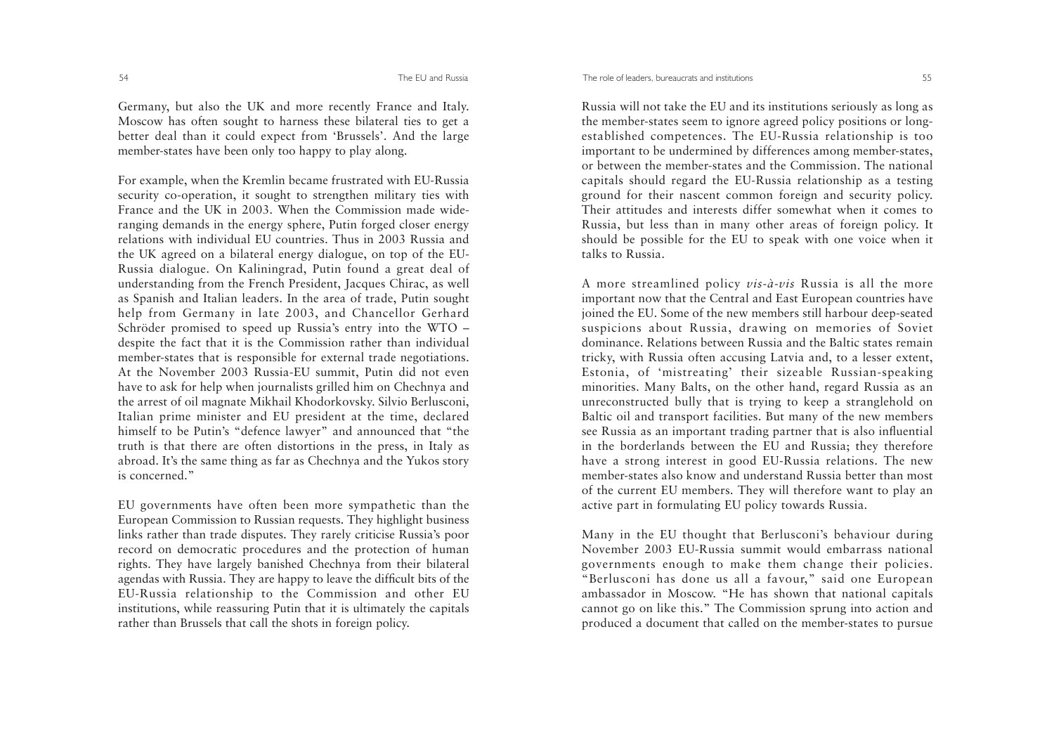Germany, but also the UK and more recently France and Italy. Moscow has often sought to harness these bilateral ties to get a better deal than it could expect from 'Brussels'. And the large member-states have been only too happy to play along.

For example, when the Kremlin became frustrated with EU-Russia security co-operation, it sought to strengthen military ties with France and the UK in 2003. When the Commission made wide-ranging demands in the energy sphere, Putin forged closer energy relations with individual EU countries. Thus in 2003 Russia and the UK agreed on a bilateral energy dialogue, on top of the EU-Russia dialogue. On Kaliningrad, Putin found a great deal of understanding from the French President, Jacques Chirac, as well as Spanish and Italian leaders. In the area of trade, Putin sought help from Germany in late 2003, and Chancellor Gerhard Schröder promised to speed up Russia's entry into the WTO – despite the fact that it is the Commission rather than individual member-states that is responsible for external trade negotiations. At the November 2003 Russia-EU summit, Putin did not even have to ask for help when journalists grilled him on Chechnya and the arrest of oil magnate Mikhail Khodorkovsky. Silvio Berlusconi, Italian prime minister and EU president at the time, declared himself to be Putin's "defence lawyer" and announced that "the truth is that there are often distortions in the press, in Italy as abroad. It's the same thing as far as Chechnya and the Yukos story is concerned."

EU governments have often been more sympathetic than the European Commission to Russian requests. They highlight business links rather than trade disputes. They rarely criticise Russia's poor record on democratic procedures and the protection of human rights. They have largely banished Chechnya from their bilateral agendas with Russia. They are happy to leave the difficult bits of the EU-Russia relationship to the Commission and other EU institutions, while reassuring Putin that it is ultimately the capitals rather than Brussels that call the shots in foreign policy.

Russia will not take the EU and its institutions seriously as long as the member-states seem to ignore agreed policy positions or long-established competences. The EU-Russia relationship is too important to be undermined by differences among member-states, or between the member-states and the Commission. The national capitals should regard the EU-Russia relationship as a testing ground for their nascent common foreign and security policy. Their attitudes and interests differ somewhat when it comes to Russia, but less than in many other areas of foreign policy. It should be possible for the EU to speak with one voice when it talks to Russia.

A more streamlined policy *vis-à-vis* Russia is all the more important now that the Central and East European countries have joined the EU. Some of the new members still harbour deep-seated suspicions about Russia, drawing on memories of Soviet dominance. Relations between Russia and the Baltic states remain tricky, with Russia often accusing Latvia and, to a lesser extent, Estonia, of 'mistreating' their sizeable Russian-speaking minorities. Many Balts, on the other hand, regard Russia as an unreconstructed bully that is trying to keep a stranglehold on Baltic oil and transport facilities. But many of the new members see Russia as an important trading partner that is also influential in the borderlands between the EU and Russia; they therefore have a strong interest in good EU-Russia relations. The new member-states also know and understand Russia better than most of the current EU members. They will therefore want to play an active part in formulating EU policy towards Russia.

Many in the EU thought that Berlusconi's behaviour during November 2003 EU-Russia summit would embarrass national governments enough to make them change their policies. "Berlusconi has done us all a favour," said one European ambassador in Moscow. "He has shown that national capitals cannot go on like this." The Commission sprung into action and produced a document that called on the member-states to pursue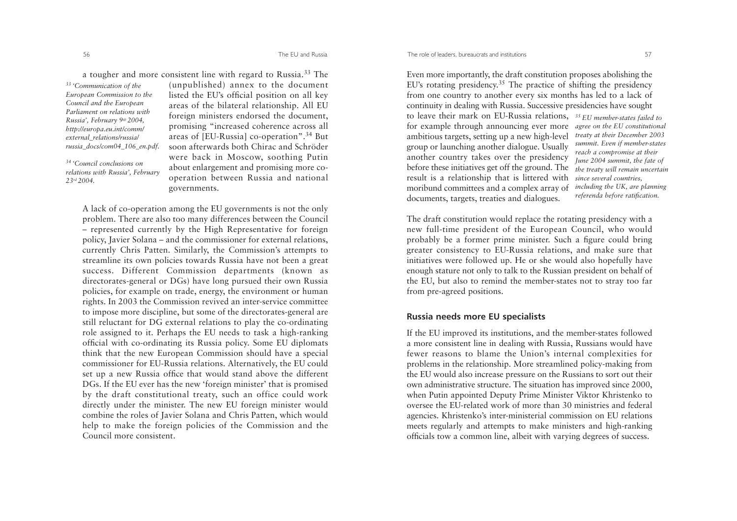a tougher and more consistent line with regard to Russia.[33] The (unpublished) annex to the document listed the EU's official position on all key areas of the bilateral relationship. All EU foreign ministers endorsed the document, promising "increased coherence across all areas of [EU-Russia] co-operation".[34] But soon afterwards both Chirac and Schröder were back in Moscow, soothing Putin about enlargement and promising more co-operation between Russia and national governments.

*[33] 'Communication of the European Commission to the Council and the European Parliament on relations with Russia', February 9th 2004, http://europa.eu.int/comm/external_relations/russia/russia_docs/com04_106_en.pdf.*

*[34] 'Council conclusions on relations with Russia', February 23rd 2004.*

A lack of co-operation among the EU governments is not the only problem. There are also too many differences between the Council – represented currently by the High Representative for foreign policy, Javier Solana – and the commissioner for external relations, currently Chris Patten. Similarly, the Commission's attempts to streamline its own policies towards Russia have not been a great success. Different Commission departments (known as directorates-general or DGs) have long pursued their own Russia policies, for example on trade, energy, the environment or human rights. In 2003 the Commission revived an inter-service committee to impose more discipline, but some of the directorates-general are still reluctant for DG external relations to play the co-ordinating role assigned to it. Perhaps the EU needs to task a high-ranking official with co-ordinating its Russia policy. Some EU diplomats think that the new European Commission should have a special commissioner for EU-Russia relations. Alternatively, the EU could set up a new Russia office that would stand above the different DGs. If the EU ever has the new 'foreign minister' that is promised by the draft constitutional treaty, such an office could work directly under the minister. The new EU foreign minister would combine the roles of Javier Solana and Chris Patten, which would help to make the foreign policies of the Commission and the Council more consistent.

Even more importantly, the draft constitution proposes abolishing the EU's rotating presidency.[35] The practice of shifting the presidency from one country to another every six months has led to a lack of continuity in dealing with Russia. Successive presidencies have sought to leave their mark on EU-Russia relations, for example through announcing ever more ambitious targets, setting up a new high-level group or launching another dialogue. Usually another country takes over the presidency before these initiatives get off the ground. The result is a relationship that is littered with moribund committees and a complex array of documents, targets, treaties and dialogues.

*[35] EU member-states failed to agree on the EU constitutional treaty at their December 2003 summit. Even if member-states reach a compromise at their June 2004 summit, the fate of the treaty will remain uncertain since several countries, including the UK, are planning referenda before ratification.*

The draft constitution would replace the rotating presidency with a new full-time president of the European Council, who would probably be a former prime minister. Such a figure could bring greater consistency to EU-Russia relations, and make sure that initiatives were followed up. He or she would also hopefully have enough stature not only to talk to the Russian president on behalf of the EU, but also to remind the member-states not to stray too far from pre-agreed positions.

## Russia needs more EU specialists

If the EU improved its institutions, and the member-states followed a more consistent line in dealing with Russia, Russians would have fewer reasons to blame the Union's internal complexities for problems in the relationship. More streamlined policy-making from the EU would also increase pressure on the Russians to sort out their own administrative structure. The situation has improved since 2000, when Putin appointed Deputy Prime Minister Viktor Khristenko to oversee the EU-related work of more than 30 ministries and federal agencies. Khristenko's inter-ministerial commission on EU relations meets regularly and attempts to make ministers and high-ranking officials tow a common line, albeit with varying degrees of success.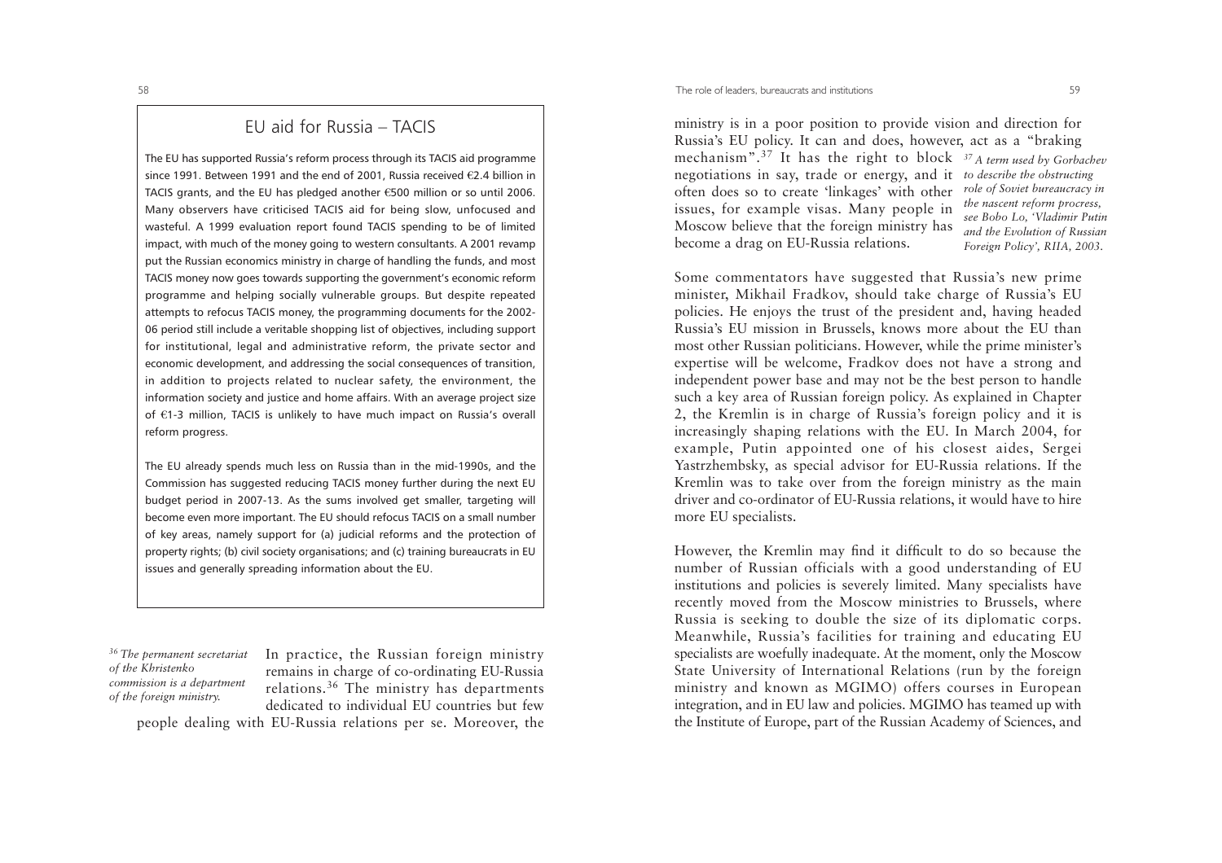## EU aid for Russia – TACIS

The EU has supported Russia's reform process through its TACIS aid programme since 1991. Between 1991 and the end of 2001, Russia received €2.4 billion in TACIS grants, and the EU has pledged another €500 million or so until 2006. Many observers have criticised TACIS aid for being slow, unfocused and wasteful. A 1999 evaluation report found TACIS spending to be of limited impact, with much of the money going to western consultants. A 2001 revamp put the Russian economics ministry in charge of handling the funds, and most TACIS money now goes towards supporting the government's economic reform programme and helping socially vulnerable groups. But despite repeated attempts to refocus TACIS money, the programming documents for the 2002-06 period still include a veritable shopping list of objectives, including support for institutional, legal and administrative reform, the private sector and economic development, and addressing the social consequences of transition, in addition to projects related to nuclear safety, the environment, the information society and justice and home affairs. With an average project size of €1-3 million, TACIS is unlikely to have much impact on Russia's overall reform progress.

The EU already spends much less on Russia than in the mid-1990s, and the Commission has suggested reducing TACIS money further during the next EU budget period in 2007-13. As the sums involved get smaller, targeting will become even more important. The EU should refocus TACIS on a small number of key areas, namely support for (a) judicial reforms and the protection of property rights; (b) civil society organisations; and (c) training bureaucrats in EU issues and generally spreading information about the EU.

In practice, the Russian foreign ministry remains in charge of co-ordinating EU-Russia relations.[36] The ministry has departments dedicated to individual EU countries but few people dealing with EU-Russia relations per se. Moreover, the ministry is in a poor position to provide vision and direction for Russia's EU policy. It can and does, however, act as a "braking mechanism".[37] It has the right to block negotiations in say, trade or energy, and it often does so to create 'linkages' with other issues, for example visas. Many people in Moscow believe that the foreign ministry has become a drag on EU-Russia relations.

*[36] The permanent secretariat of the Khristenko commission is a department of the foreign ministry.*

*[37] A term used by Gorbachev to describe the obstructing role of Soviet bureaucracy in the nascent reform process, see Bobo Lo, 'Vladimir Putin and the Evolution of Russian Foreign Policy', RIIA, 2003.*

Some commentators have suggested that Russia's new prime minister, Mikhail Fradkov, should take charge of Russia's EU policies. He enjoys the trust of the president and, having headed Russia's EU mission in Brussels, knows more about the EU than most other Russian politicians. However, while the prime minister's expertise will be welcome, Fradkov does not have a strong and independent power base and may not be the best person to handle such a key area of Russian foreign policy. As explained in Chapter 2, the Kremlin is in charge of Russia's foreign policy and it is increasingly shaping relations with the EU. In March 2004, for example, Putin appointed one of his closest aides, Sergei Yastrzhembsky, as special advisor for EU-Russia relations. If the Kremlin was to take over from the foreign ministry as the main driver and co-ordinator of EU-Russia relations, it would have to hire more EU specialists.

However, the Kremlin may find it difficult to do so because the number of Russian officials with a good understanding of EU institutions and policies is severely limited. Many specialists have recently moved from the Moscow ministries to Brussels, where Russia is seeking to double the size of its diplomatic corps. Meanwhile, Russia's facilities for training and educating EU specialists are woefully inadequate. At the moment, only the Moscow State University of International Relations (run by the foreign ministry and known as MGIMO) offers courses in European integration, and in EU law and policies. MGIMO has teamed up with the Institute of Europe, part of the Russian Academy of Sciences, and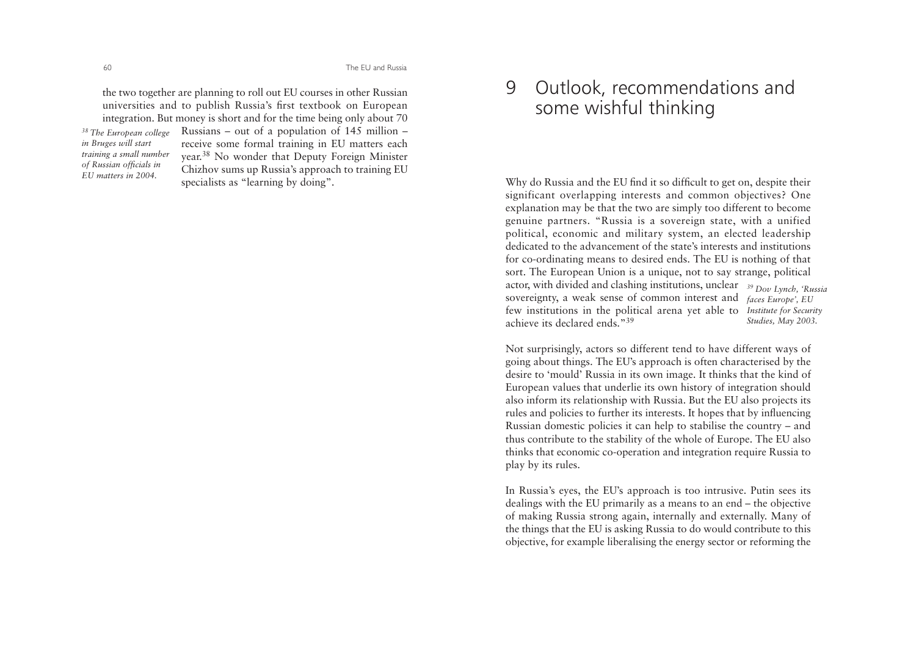the two together are planning to roll out EU courses in other Russian universities and to publish Russia's first textbook on European integration. But money is short and for the time being only about 70 Russians – out of a population of 145 million – receive some formal training in EU matters each year.[38] No wonder that Deputy Foreign Minister Chizhov sums up Russia's approach to training EU specialists as "learning by doing".

*[38] The European college in Bruges will start training a small number of Russian officials in EU matters in 2004.*

# 9 Outlook, recommendations and some wishful thinking

Why do Russia and the EU find it so difficult to get on, despite their significant overlapping interests and common objectives? One explanation may be that the two are simply too different to become genuine partners. "Russia is a sovereign state, with a unified political, economic and military system, an elected leadership dedicated to the advancement of the state's interests and institutions for co-ordinating means to desired ends. The EU is nothing of that sort. The European Union is a unique, not to say strange, political actor, with divided and clashing institutions, unclear sovereignty, a weak sense of common interest and few institutions in the political arena yet able to achieve its declared ends."[39]

*[39] Dov Lynch, 'Russia faces Europe', EU Institute for Security Studies, May 2003.*

Not surprisingly, actors so different tend to have different ways of going about things. The EU's approach is often characterised by the desire to 'mould' Russia in its own image. It thinks that the kind of European values that underlie its own history of integration should also inform its relationship with Russia. But the EU also projects its rules and policies to further its interests. It hopes that by influencing Russian domestic policies it can help to stabilise the country – and thus contribute to the stability of the whole of Europe. The EU also thinks that economic co-operation and integration require Russia to play by its rules.

In Russia's eyes, the EU's approach is too intrusive. Putin sees its dealings with the EU primarily as a means to an end – the objective of making Russia strong again, internally and externally. Many of the things that the EU is asking Russia to do would contribute to this objective, for example liberalising the energy sector or reforming the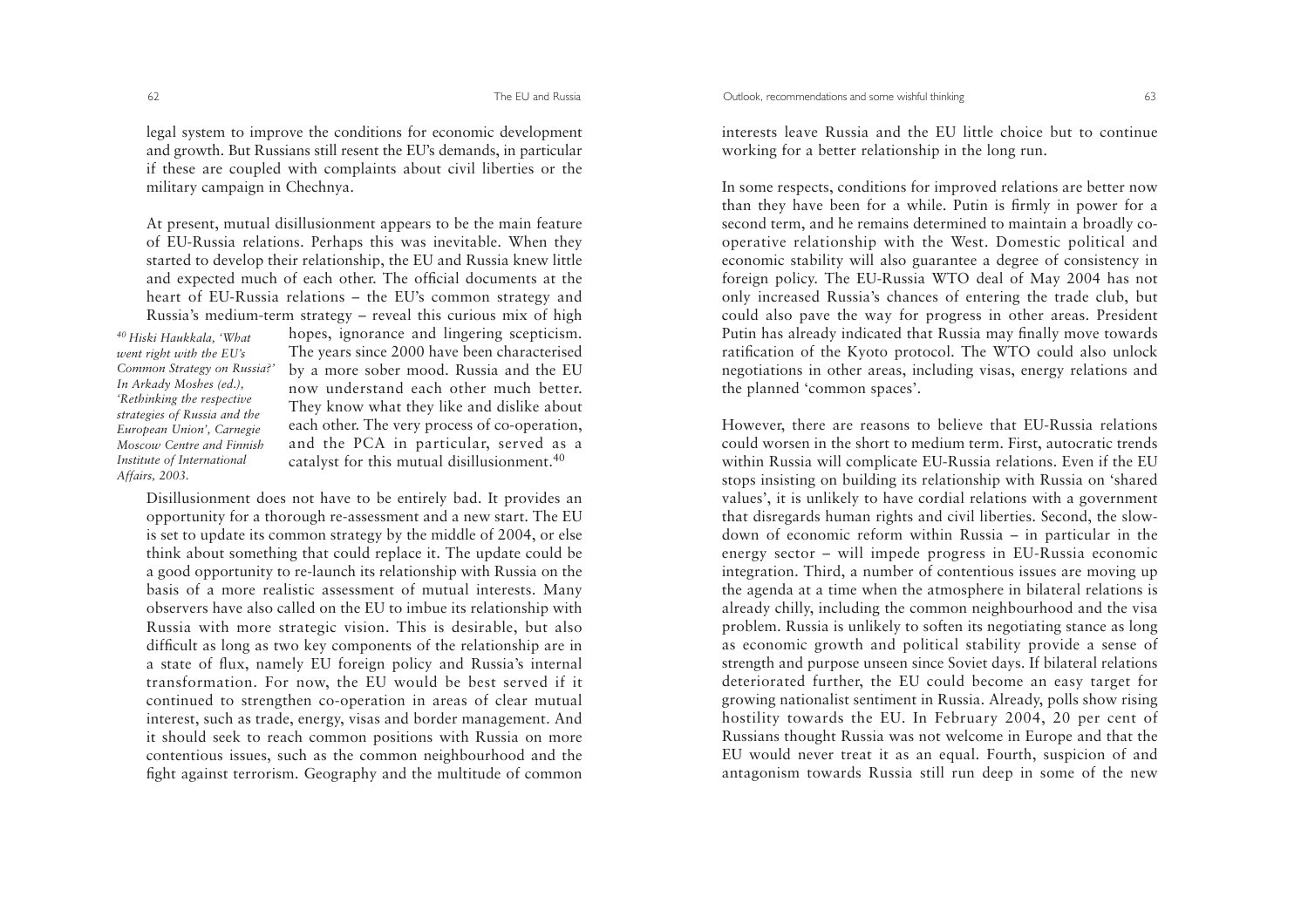legal system to improve the conditions for economic development and growth. But Russians still resent the EU's demands, in particular if these are coupled with complaints about civil liberties or the military campaign in Chechnya.

At present, mutual disillusionment appears to be the main feature of EU-Russia relations. Perhaps this was inevitable. When they started to develop their relationship, the EU and Russia knew little and expected much of each other. The official documents at the heart of EU-Russia relations – the EU's common strategy and Russia's medium-term strategy – reveal this curious mix of high hopes, ignorance and lingering scepticism. The years since 2000 have been characterised by a more sober mood. Russia and the EU now understand each other much better. They know what they like and dislike about each other. The very process of co-operation, and the PCA in particular, served as a catalyst for this mutual disillusionment.[40]

[40] *Hiski Haukkala, 'What went right with the EU's Common Strategy on Russia?' In Arkady Moshes (ed.), 'Rethinking the respective strategies of Russia and the European Union', Carnegie Moscow Centre and Finnish Institute of International Affairs, 2003.*

Disillusionment does not have to be entirely bad. It provides an opportunity for a thorough re-assessment and a new start. The EU is set to update its common strategy by the middle of 2004, or else think about something that could replace it. The update could be a good opportunity to re-launch its relationship with Russia on the basis of a more realistic assessment of mutual interests. Many observers have also called on the EU to imbue its relationship with Russia with more strategic vision. This is desirable, but also difficult as long as two key components of the relationship are in a state of flux, namely EU foreign policy and Russia's internal transformation. For now, the EU would be best served if it continued to strengthen co-operation in areas of clear mutual interest, such as trade, energy, visas and border management. And it should seek to reach common positions with Russia on more contentious issues, such as the common neighbourhood and the fight against terrorism. Geography and the multitude of common interests leave Russia and the EU little choice but to continue working for a better relationship in the long run.

In some respects, conditions for improved relations are better now than they have been for a while. Putin is firmly in power for a second term, and he remains determined to maintain a broadly co-operative relationship with the West. Domestic political and economic stability will also guarantee a degree of consistency in foreign policy. The EU-Russia WTO deal of May 2004 has not only increased Russia's chances of entering the trade club, but could also pave the way for progress in other areas. President Putin has already indicated that Russia may finally move towards ratification of the Kyoto protocol. The WTO could also unlock negotiations in other areas, including visas, energy relations and the planned 'common spaces'.

However, there are reasons to believe that EU-Russia relations could worsen in the short to medium term. First, autocratic trends within Russia will complicate EU-Russia relations. Even if the EU stops insisting on building its relationship with Russia on 'shared values', it is unlikely to have cordial relations with a government that disregards human rights and civil liberties. Second, the slow-down of economic reform within Russia – in particular in the energy sector – will impede progress in EU-Russia economic integration. Third, a number of contentious issues are moving up the agenda at a time when the atmosphere in bilateral relations is already chilly, including the common neighbourhood and the visa problem. Russia is unlikely to soften its negotiating stance as long as economic growth and political stability provide a sense of strength and purpose unseen since Soviet days. If bilateral relations deteriorated further, the EU could become an easy target for growing nationalist sentiment in Russia. Already, polls show rising hostility towards the EU. In February 2004, 20 per cent of Russians thought Russia was not welcome in Europe and that the EU would never treat it as an equal. Fourth, suspicion of and antagonism towards Russia still run deep in some of the new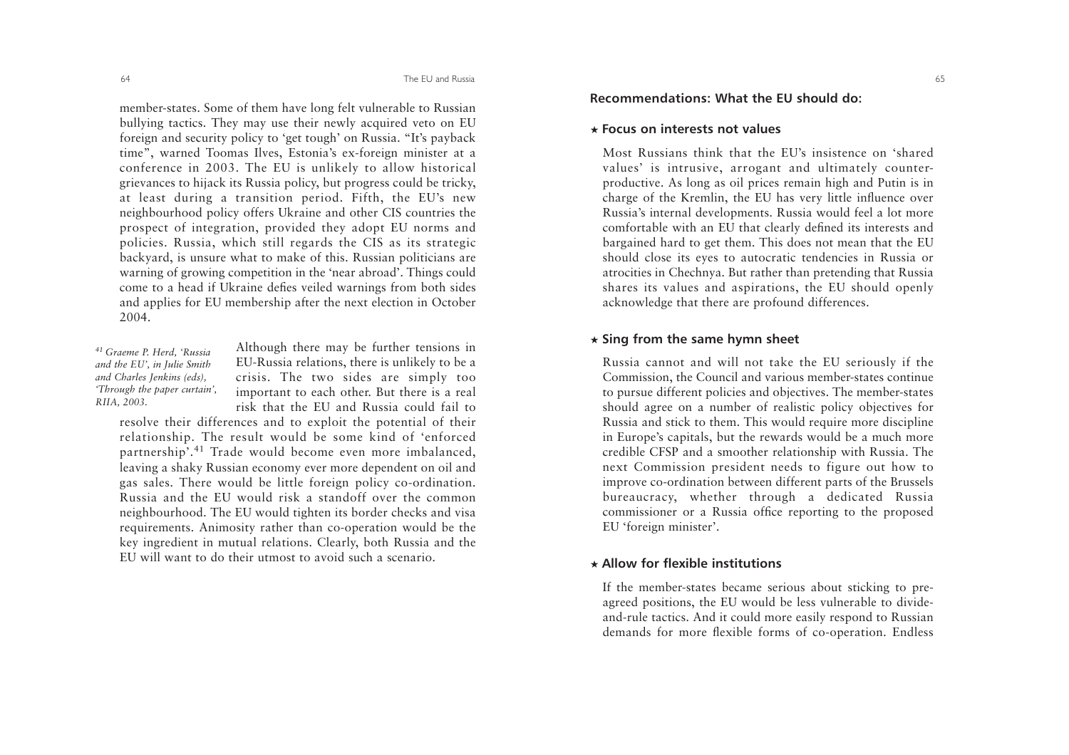member-states. Some of them have long felt vulnerable to Russian bullying tactics. They may use their newly acquired veto on EU foreign and security policy to 'get tough' on Russia. "It's payback time", warned Toomas Ilves, Estonia's ex-foreign minister at a conference in 2003. The EU is unlikely to allow historical grievances to hijack its Russia policy, but progress could be tricky, at least during a transition period. Fifth, the EU's new neighbourhood policy offers Ukraine and other CIS countries the prospect of integration, provided they adopt EU norms and policies. Russia, which still regards the CIS as its strategic backyard, is unsure what to make of this. Russian politicians are warning of growing competition in the 'near abroad'. Things could come to a head if Ukraine defies veiled warnings from both sides and applies for EU membership after the next election in October 2004.

Although there may be further tensions in EU-Russia relations, there is unlikely to be a crisis. The two sides are simply too important to each other. But there is a real risk that the EU and Russia could fail to resolve their differences and to exploit the potential of their relationship. The result would be some kind of 'enforced partnership'.[41] Trade would become even more imbalanced, leaving a shaky Russian economy ever more dependent on oil and gas sales. There would be little foreign policy co-ordination. Russia and the EU would risk a standoff over the common neighbourhood. The EU would tighten its border checks and visa requirements. Animosity rather than co-operation would be the key ingredient in mutual relations. Clearly, both Russia and the EU will want to do their utmost to avoid such a scenario.

[41] *Graeme P. Herd, 'Russia and the EU', in Julie Smith and Charles Jenkins (eds), 'Through the paper curtain', RIIA, 2003.*

## Recommendations: What the EU should do:

### ⋆ Focus on interests not values

Most Russians think that the EU's insistence on 'shared values' is intrusive, arrogant and ultimately counter-productive. As long as oil prices remain high and Putin is in charge of the Kremlin, the EU has very little influence over Russia's internal developments. Russia would feel a lot more comfortable with an EU that clearly defined its interests and bargained hard to get them. This does not mean that the EU should close its eyes to autocratic tendencies in Russia or atrocities in Chechnya. But rather than pretending that Russia shares its values and aspirations, the EU should openly acknowledge that there are profound differences.

### ⋆ Sing from the same hymn sheet

Russia cannot and will not take the EU seriously if the Commission, the Council and various member-states continue to pursue different policies and objectives. The member-states should agree on a number of realistic policy objectives for Russia and stick to them. This would require more discipline in Europe's capitals, but the rewards would be a much more credible CFSP and a smoother relationship with Russia. The next Commission president needs to figure out how to improve co-ordination between different parts of the Brussels bureaucracy, whether through a dedicated Russia commissioner or a Russia office reporting to the proposed EU 'foreign minister'.

### ⋆ Allow for flexible institutions

If the member-states became serious about sticking to pre-agreed positions, the EU would be less vulnerable to divide-and-rule tactics. And it could more easily respond to Russian demands for more flexible forms of co-operation. Endless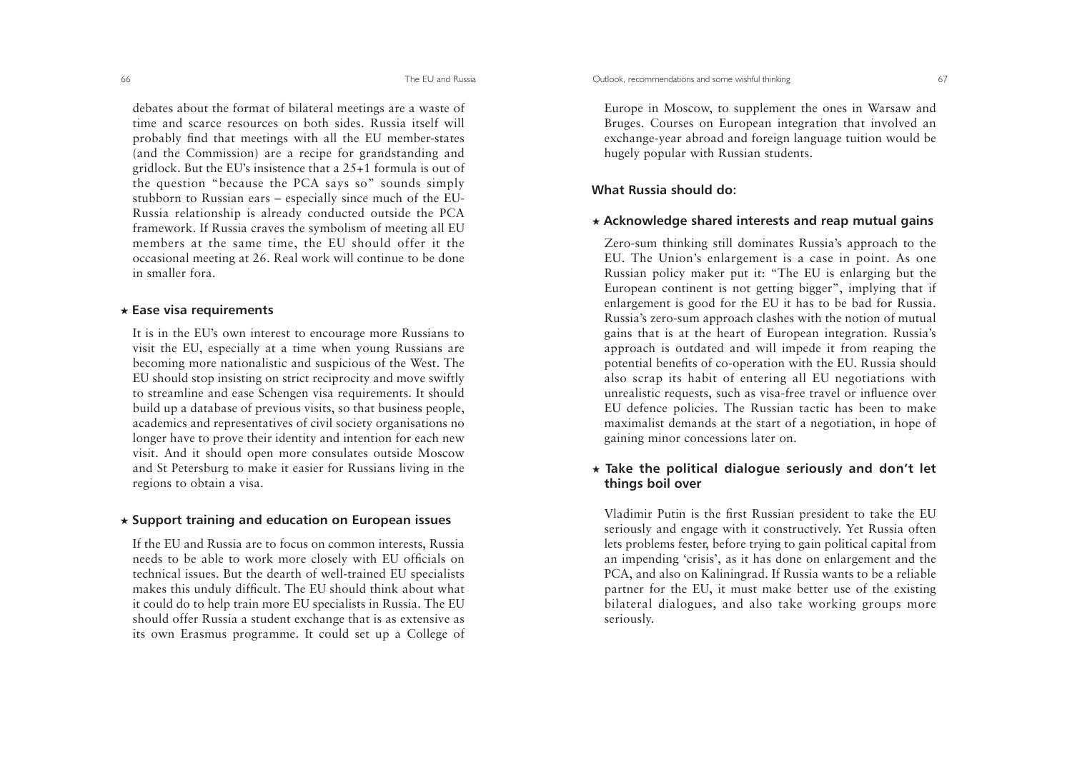debates about the format of bilateral meetings are a waste of time and scarce resources on both sides. Russia itself will probably find that meetings with all the EU member-states (and the Commission) are a recipe for grandstanding and gridlock. But the EU's insistence that a 25+1 formula is out of the question "because the PCA says so" sounds simply stubborn to Russian ears – especially since much of the EU-Russia relationship is already conducted outside the PCA framework. If Russia craves the symbolism of meeting all EU members at the same time, the EU should offer it the occasional meeting at 26. Real work will continue to be done in smaller fora.

### ⋆ Ease visa requirements

It is in the EU's own interest to encourage more Russians to visit the EU, especially at a time when young Russians are becoming more nationalistic and suspicious of the West. The EU should stop insisting on strict reciprocity and move swiftly to streamline and ease Schengen visa requirements. It should build up a database of previous visits, so that business people, academics and representatives of civil society organisations no longer have to prove their identity and intention for each new visit. And it should open more consulates outside Moscow and St Petersburg to make it easier for Russians living in the regions to obtain a visa.

### ⋆ Support training and education on European issues

If the EU and Russia are to focus on common interests, Russia needs to be able to work more closely with EU officials on technical issues. But the dearth of well-trained EU specialists makes this unduly difficult. The EU should think about what it could do to help train more EU specialists in Russia. The EU should offer Russia a student exchange that is as extensive as its own Erasmus programme. It could set up a College of Europe in Moscow, to supplement the ones in Warsaw and Bruges. Courses on European integration that involved an exchange-year abroad and foreign language tuition would be hugely popular with Russian students.

## What Russia should do:

### ⋆ Acknowledge shared interests and reap mutual gains

Zero-sum thinking still dominates Russia's approach to the EU. The Union's enlargement is a case in point. As one Russian policy maker put it: "The EU is enlarging but the European continent is not getting bigger", implying that if enlargement is good for the EU it has to be bad for Russia. Russia's zero-sum approach clashes with the notion of mutual gains that is at the heart of European integration. Russia's approach is outdated and will impede it from reaping the potential benefits of co-operation with the EU. Russia should also scrap its habit of entering all EU negotiations with unrealistic requests, such as visa-free travel or influence over EU defence policies. The Russian tactic has been to make maximalist demands at the start of a negotiation, in hope of gaining minor concessions later on.

### ⋆ Take the political dialogue seriously and don't let things boil over

Vladimir Putin is the first Russian president to take the EU seriously and engage with it constructively. Yet Russia often lets problems fester, before trying to gain political capital from an impending 'crisis', as it has done on enlargement and the PCA, and also on Kaliningrad. If Russia wants to be a reliable partner for the EU, it must make better use of the existing bilateral dialogues, and also take working groups more seriously.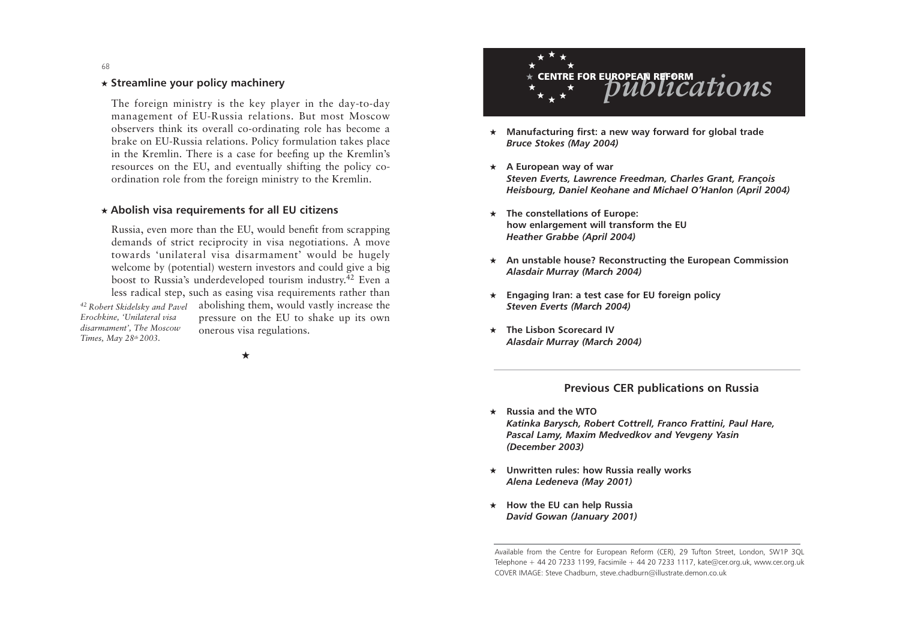### ★ Streamline your policy machinery

The foreign ministry is the key player in the day-to-day management of EU-Russia relations. But most Moscow observers think its overall co-ordinating role has become a brake on EU-Russia relations. Policy formulation takes place in the Kremlin. There is a case for beefing up the Kremlin's resources on the EU, and eventually shifting the policy co-ordination role from the foreign ministry to the Kremlin.

### ★ Abolish visa requirements for all EU citizens

Russia, even more than the EU, would benefit from scrapping demands of strict reciprocity in visa negotiations. A move towards 'unilateral visa disarmament' would be hugely welcome by (potential) western investors and could give a big boost to Russia's underdeveloped tourism industry.[42] Even a less radical step, such as easing visa requirements rather than abolishing them, would vastly increase the pressure on the EU to shake up its own onerous visa regulations.

[42] *Robert Skidelsky and Pavel Erochkine, 'Unilateral visa disarmament', The Moscow Times, May 28th 2003.*

★

## CENTRE FOR EUROPEAN REFORM *publications*

- ★ **Manufacturing first: a new way forward for global trade**
  ***Bruce Stokes (May 2004)***

- ★ **A European way of war**
  ***Steven Everts, Lawrence Freedman, Charles Grant, François Heisbourg, Daniel Keohane and Michael O'Hanlon (April 2004)***

- ★ **The constellations of Europe: how enlargement will transform the EU**
  ***Heather Grabbe (April 2004)***

- ★ **An unstable house? Reconstructing the European Commission**
  ***Alasdair Murray (March 2004)***

- ★ **Engaging Iran: a test case for EU foreign policy**
  ***Steven Everts (March 2004)***

- ★ **The Lisbon Scorecard IV**
  ***Alasdair Murray (March 2004)***

### Previous CER publications on Russia

- ★ **Russia and the WTO**
  ***Katinka Barysch, Robert Cottrell, Franco Frattini, Paul Hare, Pascal Lamy, Maxim Medvedkov and Yevgeny Yasin (December 2003)***

- ★ **Unwritten rules: how Russia really works**
  ***Alena Ledeneva (May 2001)***

- ★ **How the EU can help Russia**
  ***David Gowan (January 2001)***

Available from the Centre for European Reform (CER), 29 Tufton Street, London, SW1P 3QL
Telephone + 44 20 7233 1199, Facsimile + 44 20 7233 1117, kate@cer.org.uk, www.cer.org.uk
COVER IMAGE: Steve Chadburn, steve.chadburn@illustrate.demon.co.uk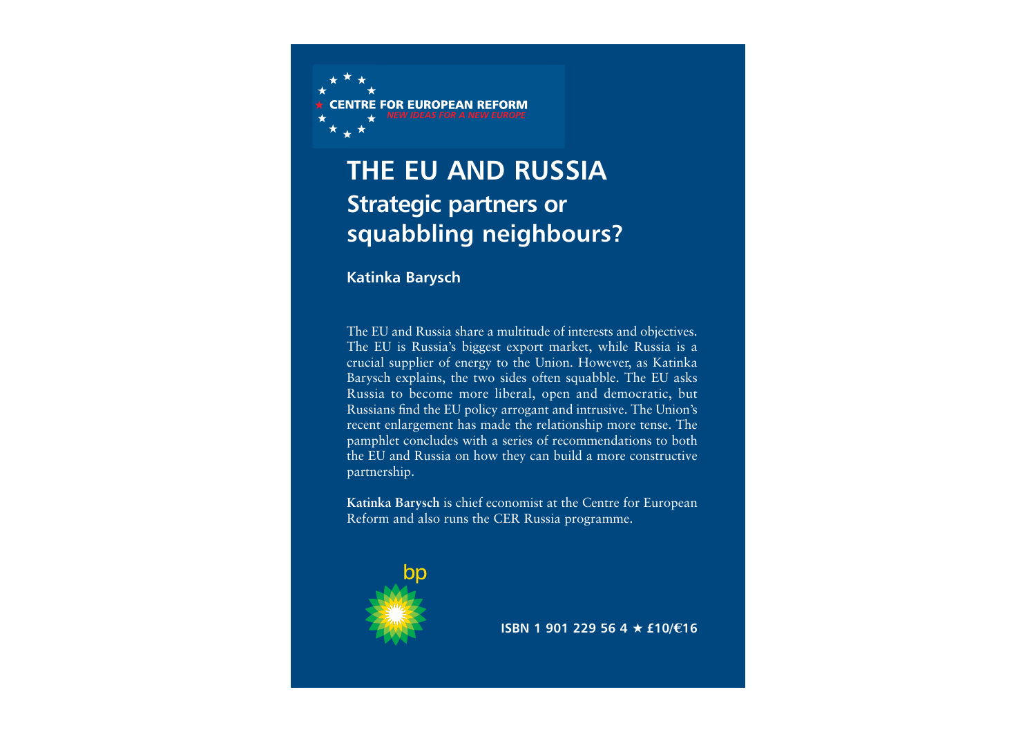**CENTRE FOR EUROPEAN REFORM**

*NEW IDEAS FOR A NEW EUROPE*

# THE EU AND RUSSIA

## Strategic partners or squabbling neighbours?

**Katinka Barysch**

The EU and Russia share a multitude of interests and objectives. The EU is Russia's biggest export market, while Russia is a crucial supplier of energy to the Union. However, as Katinka Barysch explains, the two sides often squabble. The EU asks Russia to become more liberal, open and democratic, but Russians find the EU policy arrogant and intrusive. The Union's recent enlargement has made the relationship more tense. The pamphlet concludes with a series of recommendations to both the EU and Russia on how they can build a more constructive partnership.

**Katinka Barysch** is chief economist at the Centre for European Reform and also runs the CER Russia programme.

bp

**ISBN 1 901 229 56 4 ★ £10/€16**